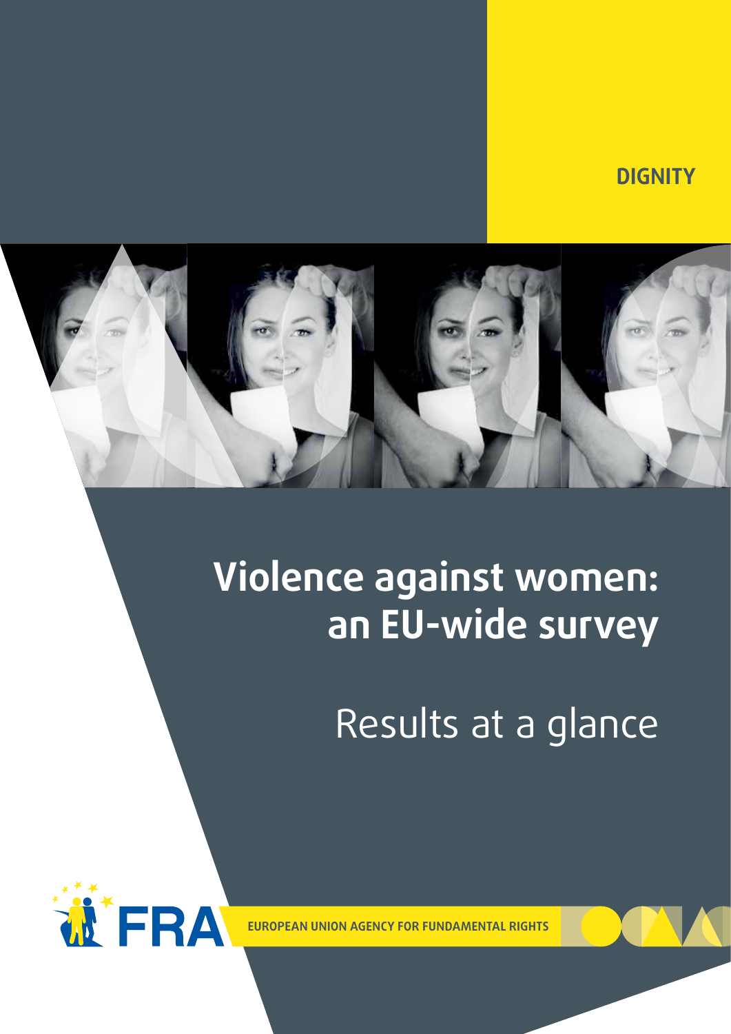DIGNITY

# Violence against women: an EU-wide survey

## Results at a glance

FRA

EUROPEAN UNION AGENCY FOR FUNDAMENTAL RIGHTS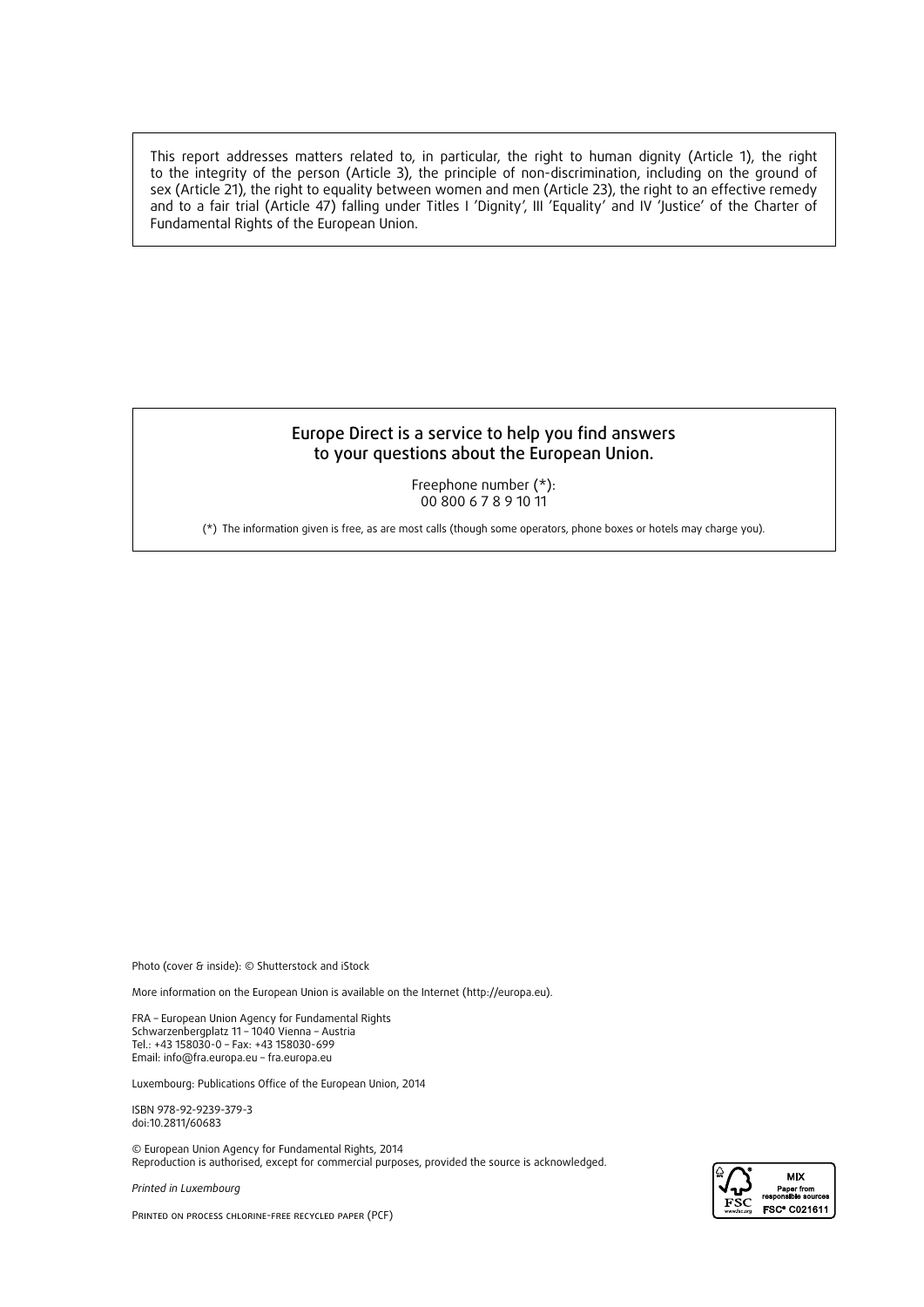This report addresses matters related to, in particular, the right to human dignity (Article 1), the right to the integrity of the person (Article 3), the principle of non-discrimination, including on the ground of sex (Article 21), the right to equality between women and men (Article 23), the right to an effective remedy and to a fair trial (Article 47) falling under Titles I 'Dignity', III 'Equality' and IV 'Justice' of the Charter of Fundamental Rights of the European Union.

Europe Direct is a service to help you find answers to your questions about the European Union.

Freephone number (*):
00 800 6 7 8 9 10 11

(*) The information given is free, as are most calls (though some operators, phone boxes or hotels may charge you).

Photo (cover & inside): © Shutterstock and iStock

More information on the European Union is available on the Internet (http://europa.eu).

FRA – European Union Agency for Fundamental Rights
Schwarzenbergplatz 11 – 1040 Vienna – Austria
Tel.: +43 158030-0 – Fax: +43 158030-699
Email: info@fra.europa.eu – fra.europa.eu

Luxembourg: Publications Office of the European Union, 2014

ISBN 978-92-9239-379-3
doi:10.2811/60683

© European Union Agency for Fundamental Rights, 2014
Reproduction is authorised, except for commercial purposes, provided the source is acknowledged.

*Printed in Luxembourg*

Printed on process chlorine-free recycled paper (PCF)

MIX
Paper from responsible sources
FSC® C021611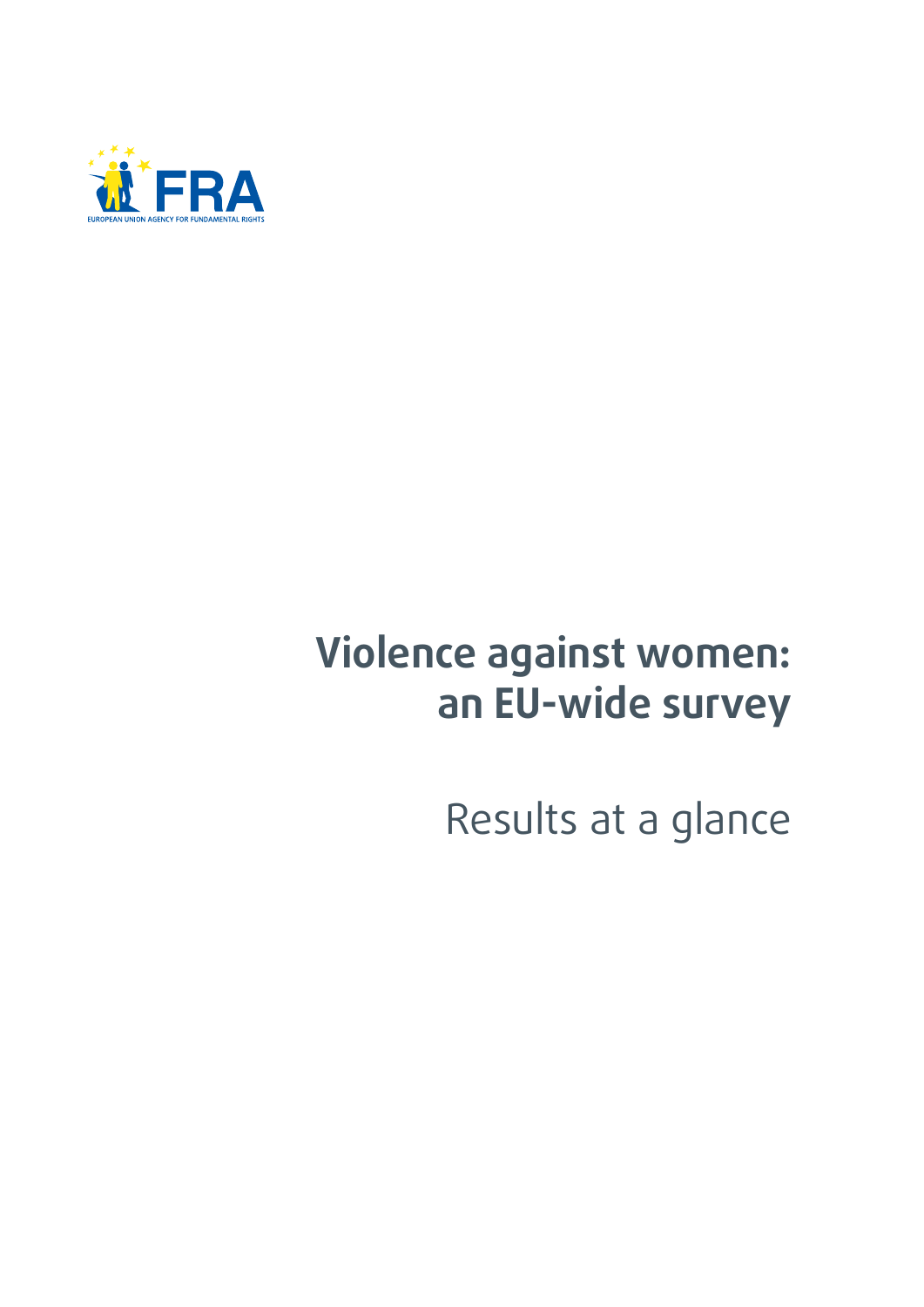# Violence against women: an EU-wide survey

## Results at a glance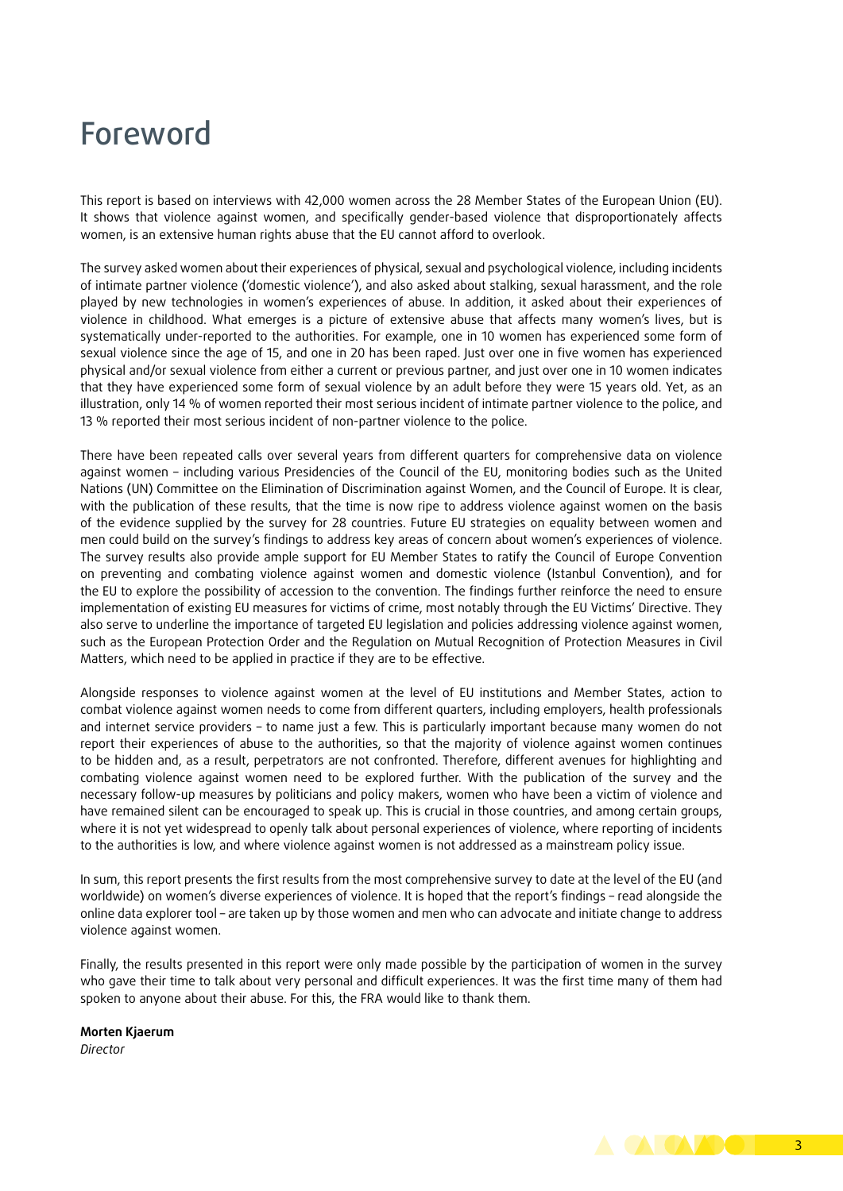# Foreword

This report is based on interviews with 42,000 women across the 28 Member States of the European Union (EU). It shows that violence against women, and specifically gender-based violence that disproportionately affects women, is an extensive human rights abuse that the EU cannot afford to overlook.

The survey asked women about their experiences of physical, sexual and psychological violence, including incidents of intimate partner violence ('domestic violence'), and also asked about stalking, sexual harassment, and the role played by new technologies in women's experiences of abuse. In addition, it asked about their experiences of violence in childhood. What emerges is a picture of extensive abuse that affects many women's lives, but is systematically under-reported to the authorities. For example, one in 10 women has experienced some form of sexual violence since the age of 15, and one in 20 has been raped. Just over one in five women has experienced physical and/or sexual violence from either a current or previous partner, and just over one in 10 women indicates that they have experienced some form of sexual violence by an adult before they were 15 years old. Yet, as an illustration, only 14 % of women reported their most serious incident of intimate partner violence to the police, and 13 % reported their most serious incident of non-partner violence to the police.

There have been repeated calls over several years from different quarters for comprehensive data on violence against women – including various Presidencies of the Council of the EU, monitoring bodies such as the United Nations (UN) Committee on the Elimination of Discrimination against Women, and the Council of Europe. It is clear, with the publication of these results, that the time is now ripe to address violence against women on the basis of the evidence supplied by the survey for 28 countries. Future EU strategies on equality between women and men could build on the survey's findings to address key areas of concern about women's experiences of violence. The survey results also provide ample support for EU Member States to ratify the Council of Europe Convention on preventing and combating violence against women and domestic violence (Istanbul Convention), and for the EU to explore the possibility of accession to the convention. The findings further reinforce the need to ensure implementation of existing EU measures for victims of crime, most notably through the EU Victims' Directive. They also serve to underline the importance of targeted EU legislation and policies addressing violence against women, such as the European Protection Order and the Regulation on Mutual Recognition of Protection Measures in Civil Matters, which need to be applied in practice if they are to be effective.

Alongside responses to violence against women at the level of EU institutions and Member States, action to combat violence against women needs to come from different quarters, including employers, health professionals and internet service providers – to name just a few. This is particularly important because many women do not report their experiences of abuse to the authorities, so that the majority of violence against women continues to be hidden and, as a result, perpetrators are not confronted. Therefore, different avenues for highlighting and combating violence against women need to be explored further. With the publication of the survey and the necessary follow-up measures by politicians and policy makers, women who have been a victim of violence and have remained silent can be encouraged to speak up. This is crucial in those countries, and among certain groups, where it is not yet widespread to openly talk about personal experiences of violence, where reporting of incidents to the authorities is low, and where violence against women is not addressed as a mainstream policy issue.

In sum, this report presents the first results from the most comprehensive survey to date at the level of the EU (and worldwide) on women's diverse experiences of violence. It is hoped that the report's findings – read alongside the online data explorer tool – are taken up by those women and men who can advocate and initiate change to address violence against women.

Finally, the results presented in this report were only made possible by the participation of women in the survey who gave their time to talk about very personal and difficult experiences. It was the first time many of them had spoken to anyone about their abuse. For this, the FRA would like to thank them.

**Morten Kjaerum**
*Director*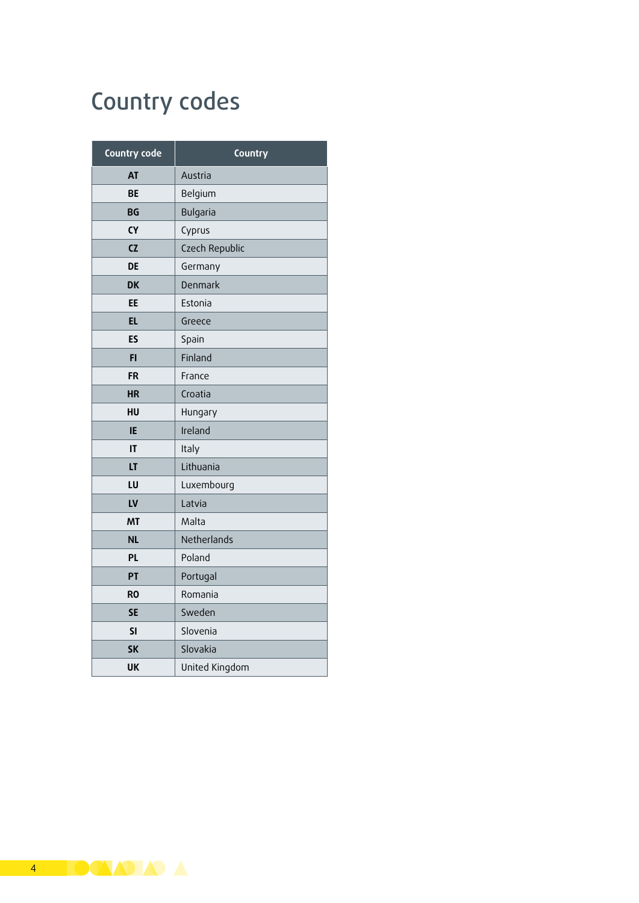# Country codes

| Country code | Country |
|---|---|
| **AT** | Austria |
| **BE** | Belgium |
| **BG** | Bulgaria |
| **CY** | Cyprus |
| **CZ** | Czech Republic |
| **DE** | Germany |
| **DK** | Denmark |
| **EE** | Estonia |
| **EL** | Greece |
| **ES** | Spain |
| **FI** | Finland |
| **FR** | France |
| **HR** | Croatia |
| **HU** | Hungary |
| **IE** | Ireland |
| **IT** | Italy |
| **LT** | Lithuania |
| **LU** | Luxembourg |
| **LV** | Latvia |
| **MT** | Malta |
| **NL** | Netherlands |
| **PL** | Poland |
| **PT** | Portugal |
| **RO** | Romania |
| **SE** | Sweden |
| **SI** | Slovenia |
| **SK** | Slovakia |
| **UK** | United Kingdom |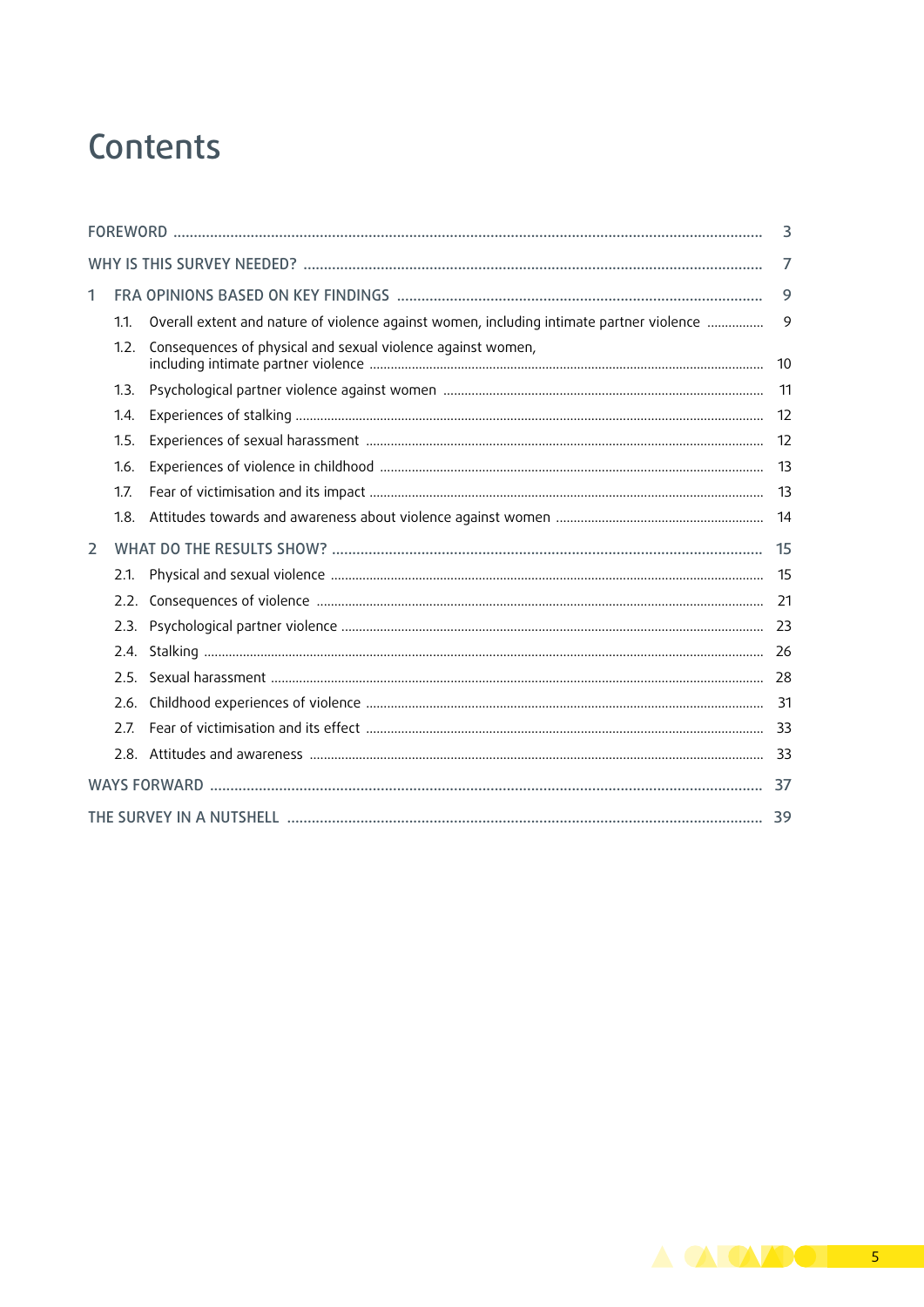# Contents

FOREWORD ........ 3

WHY IS THIS SURVEY NEEDED? ........ 7

1 FRA OPINIONS BASED ON KEY FINDINGS ........ 9

- 1.1. Overall extent and nature of violence against women, including intimate partner violence ........ 9
- 1.2. Consequences of physical and sexual violence against women, including intimate partner violence ........ 10
- 1.3. Psychological partner violence against women ........ 11
- 1.4. Experiences of stalking ........ 12
- 1.5. Experiences of sexual harassment ........ 12
- 1.6. Experiences of violence in childhood ........ 13
- 1.7. Fear of victimisation and its impact ........ 13
- 1.8. Attitudes towards and awareness about violence against women ........ 14

2 WHAT DO THE RESULTS SHOW? ........ 15

- 2.1. Physical and sexual violence ........ 15
- 2.2. Consequences of violence ........ 21
- 2.3. Psychological partner violence ........ 23
- 2.4. Stalking ........ 26
- 2.5. Sexual harassment ........ 28
- 2.6. Childhood experiences of violence ........ 31
- 2.7. Fear of victimisation and its effect ........ 33
- 2.8. Attitudes and awareness ........ 33

WAYS FORWARD ........ 37

THE SURVEY IN A NUTSHELL ........ 39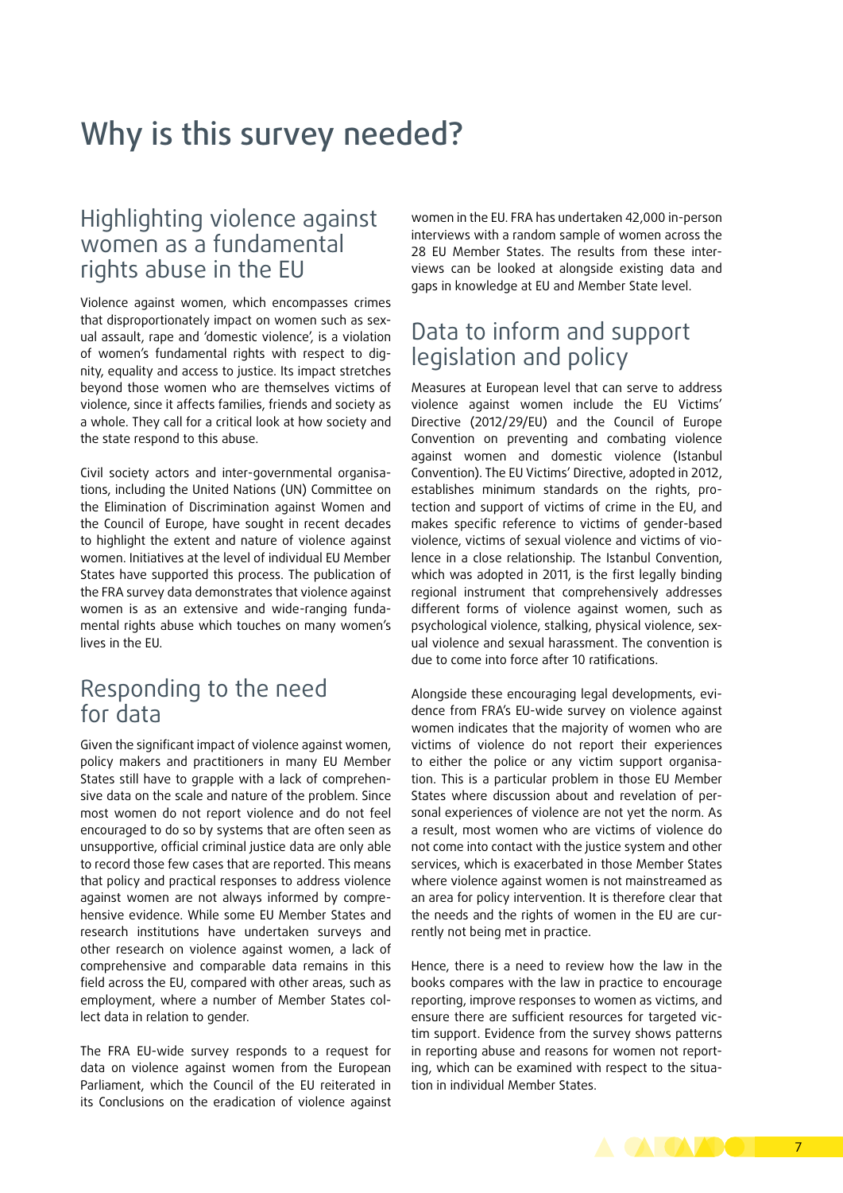# Why is this survey needed?

## Highlighting violence against women as a fundamental rights abuse in the EU

Violence against women, which encompasses crimes that disproportionately impact on women such as sexual assault, rape and 'domestic violence', is a violation of women's fundamental rights with respect to dignity, equality and access to justice. Its impact stretches beyond those women who are themselves victims of violence, since it affects families, friends and society as a whole. They call for a critical look at how society and the state respond to this abuse.

Civil society actors and inter-governmental organisations, including the United Nations (UN) Committee on the Elimination of Discrimination against Women and the Council of Europe, have sought in recent decades to highlight the extent and nature of violence against women. Initiatives at the level of individual EU Member States have supported this process. The publication of the FRA survey data demonstrates that violence against women is as an extensive and wide-ranging fundamental rights abuse which touches on many women's lives in the EU.

## Responding to the need for data

Given the significant impact of violence against women, policy makers and practitioners in many EU Member States still have to grapple with a lack of comprehensive data on the scale and nature of the problem. Since most women do not report violence and do not feel encouraged to do so by systems that are often seen as unsupportive, official criminal justice data are only able to record those few cases that are reported. This means that policy and practical responses to address violence against women are not always informed by comprehensive evidence. While some EU Member States and research institutions have undertaken surveys and other research on violence against women, a lack of comprehensive and comparable data remains in this field across the EU, compared with other areas, such as employment, where a number of Member States collect data in relation to gender.

The FRA EU-wide survey responds to a request for data on violence against women from the European Parliament, which the Council of the EU reiterated in its Conclusions on the eradication of violence against women in the EU. FRA has undertaken 42,000 in-person interviews with a random sample of women across the 28 EU Member States. The results from these interviews can be looked at alongside existing data and gaps in knowledge at EU and Member State level.

## Data to inform and support legislation and policy

Measures at European level that can serve to address violence against women include the EU Victims' Directive (2012/29/EU) and the Council of Europe Convention on preventing and combating violence against women and domestic violence (Istanbul Convention). The EU Victims' Directive, adopted in 2012, establishes minimum standards on the rights, protection and support of victims of crime in the EU, and makes specific reference to victims of gender-based violence, victims of sexual violence and victims of violence in a close relationship. The Istanbul Convention, which was adopted in 2011, is the first legally binding regional instrument that comprehensively addresses different forms of violence against women, such as psychological violence, stalking, physical violence, sexual violence and sexual harassment. The convention is due to come into force after 10 ratifications.

Alongside these encouraging legal developments, evidence from FRA's EU-wide survey on violence against women indicates that the majority of women who are victims of violence do not report their experiences to either the police or any victim support organisation. This is a particular problem in those EU Member States where discussion about and revelation of personal experiences of violence are not yet the norm. As a result, most women who are victims of violence do not come into contact with the justice system and other services, which is exacerbated in those Member States where violence against women is not mainstreamed as an area for policy intervention. It is therefore clear that the needs and the rights of women in the EU are currently not being met in practice.

Hence, there is a need to review how the law in the books compares with the law in practice to encourage reporting, improve responses to women as victims, and ensure there are sufficient resources for targeted victim support. Evidence from the survey shows patterns in reporting abuse and reasons for women not reporting, which can be examined with respect to the situation in individual Member States.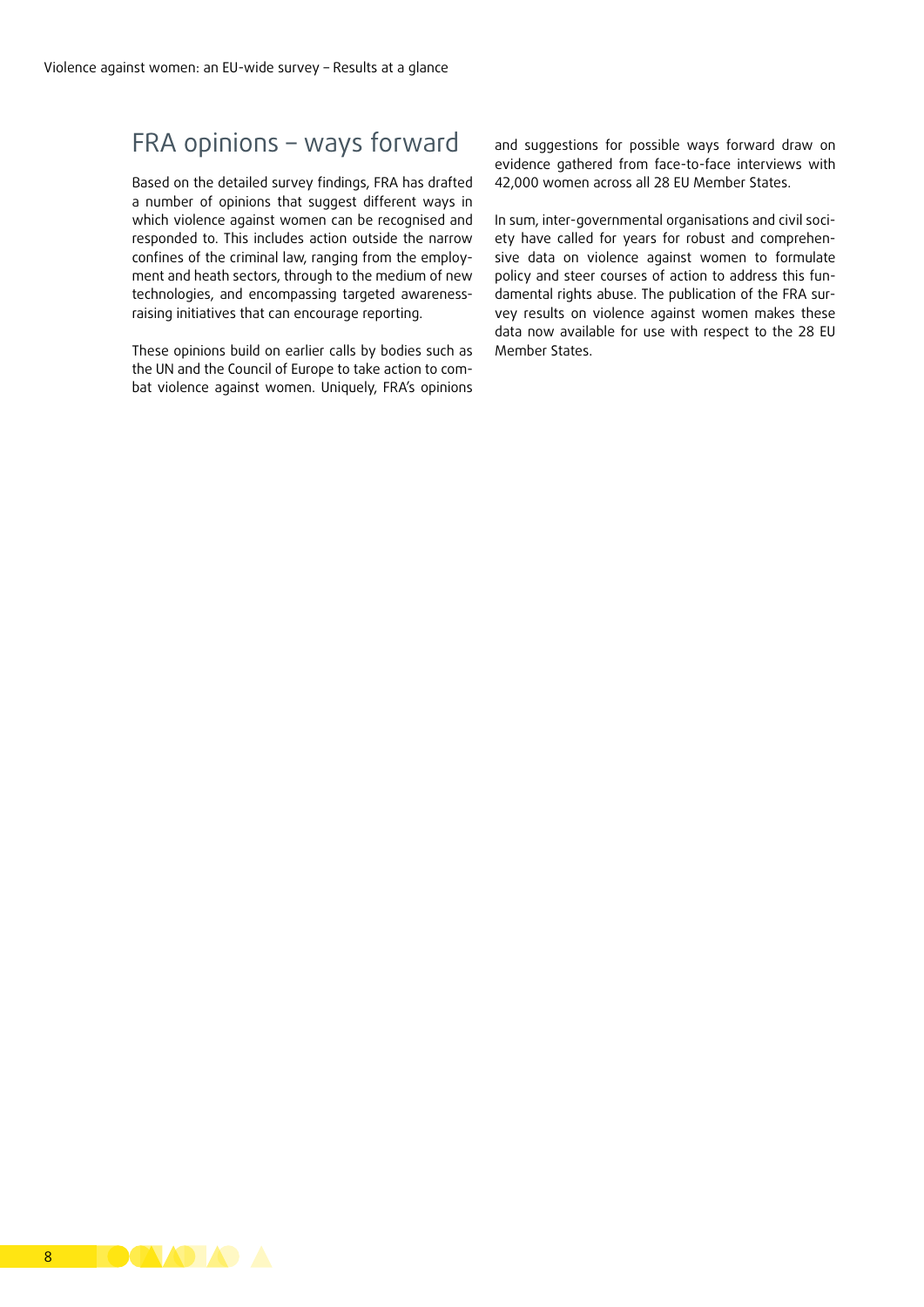## FRA opinions – ways forward

Based on the detailed survey findings, FRA has drafted a number of opinions that suggest different ways in which violence against women can be recognised and responded to. This includes action outside the narrow confines of the criminal law, ranging from the employment and heath sectors, through to the medium of new technologies, and encompassing targeted awareness-raising initiatives that can encourage reporting.

These opinions build on earlier calls by bodies such as the UN and the Council of Europe to take action to combat violence against women. Uniquely, FRA's opinions and suggestions for possible ways forward draw on evidence gathered from face-to-face interviews with 42,000 women across all 28 EU Member States.

In sum, inter-governmental organisations and civil society have called for years for robust and comprehensive data on violence against women to formulate policy and steer courses of action to address this fundamental rights abuse. The publication of the FRA survey results on violence against women makes these data now available for use with respect to the 28 EU Member States.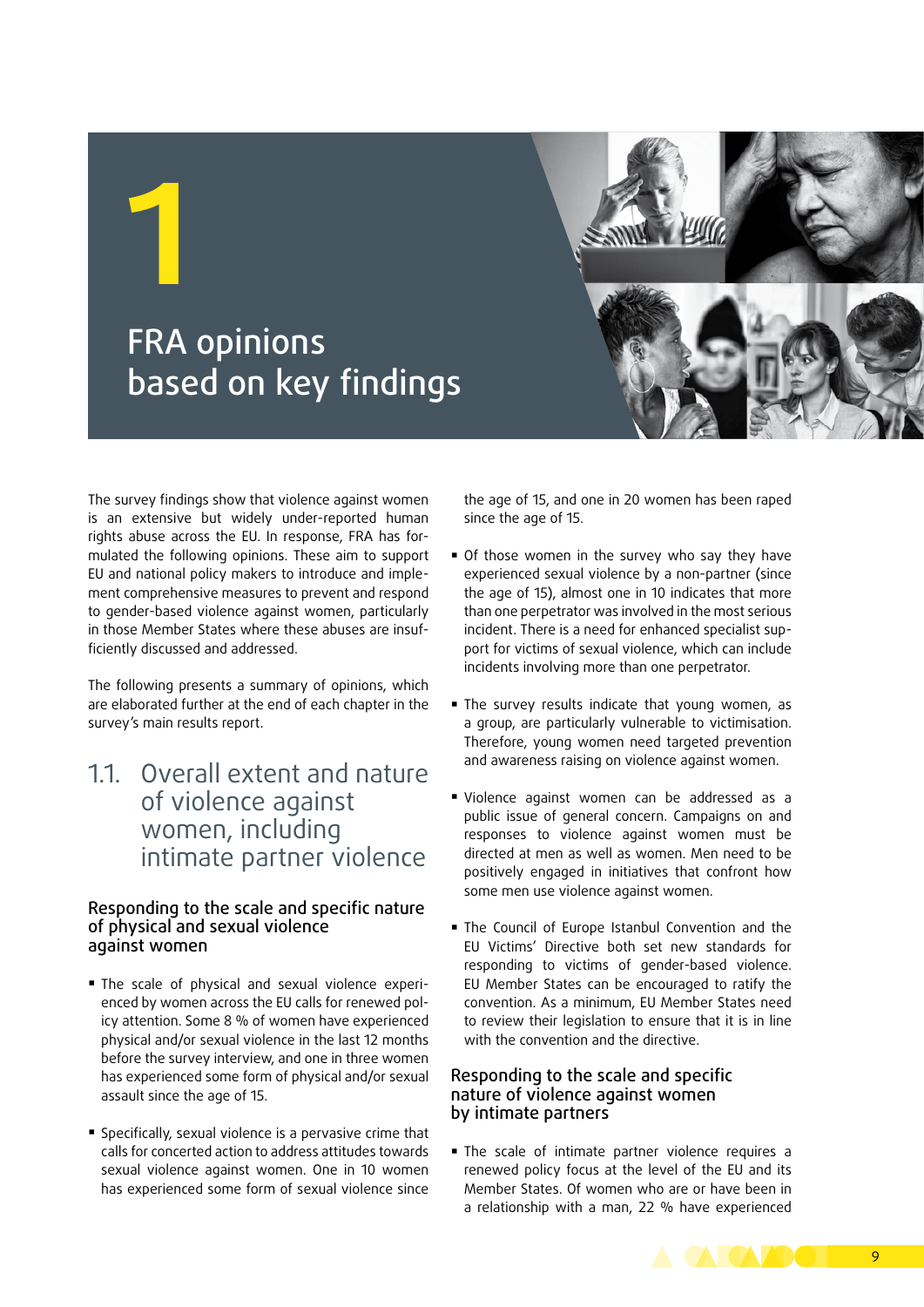# 1 FRA opinions based on key findings

The survey findings show that violence against women is an extensive but widely under-reported human rights abuse across the EU. In response, FRA has formulated the following opinions. These aim to support EU and national policy makers to introduce and implement comprehensive measures to prevent and respond to gender-based violence against women, particularly in those Member States where these abuses are insufficiently discussed and addressed.

The following presents a summary of opinions, which are elaborated further at the end of each chapter in the survey's main results report.

## 1.1. Overall extent and nature of violence against women, including intimate partner violence

### Responding to the scale and specific nature of physical and sexual violence against women

- The scale of physical and sexual violence experienced by women across the EU calls for renewed policy attention. Some 8 % of women have experienced physical and/or sexual violence in the last 12 months before the survey interview, and one in three women has experienced some form of physical and/or sexual assault since the age of 15.

- Specifically, sexual violence is a pervasive crime that calls for concerted action to address attitudes towards sexual violence against women. One in 10 women has experienced some form of sexual violence since the age of 15, and one in 20 women has been raped since the age of 15.

- Of those women in the survey who say they have experienced sexual violence by a non-partner (since the age of 15), almost one in 10 indicates that more than one perpetrator was involved in the most serious incident. There is a need for enhanced specialist support for victims of sexual violence, which can include incidents involving more than one perpetrator.

- The survey results indicate that young women, as a group, are particularly vulnerable to victimisation. Therefore, young women need targeted prevention and awareness raising on violence against women.

- Violence against women can be addressed as a public issue of general concern. Campaigns on and responses to violence against women must be directed at men as well as women. Men need to be positively engaged in initiatives that confront how some men use violence against women.

- The Council of Europe Istanbul Convention and the EU Victims' Directive both set new standards for responding to victims of gender-based violence. EU Member States can be encouraged to ratify the convention. As a minimum, EU Member States need to review their legislation to ensure that it is in line with the convention and the directive.

### Responding to the scale and specific nature of violence against women by intimate partners

- The scale of intimate partner violence requires a renewed policy focus at the level of the EU and its Member States. Of women who are or have been in a relationship with a man, 22 % have experienced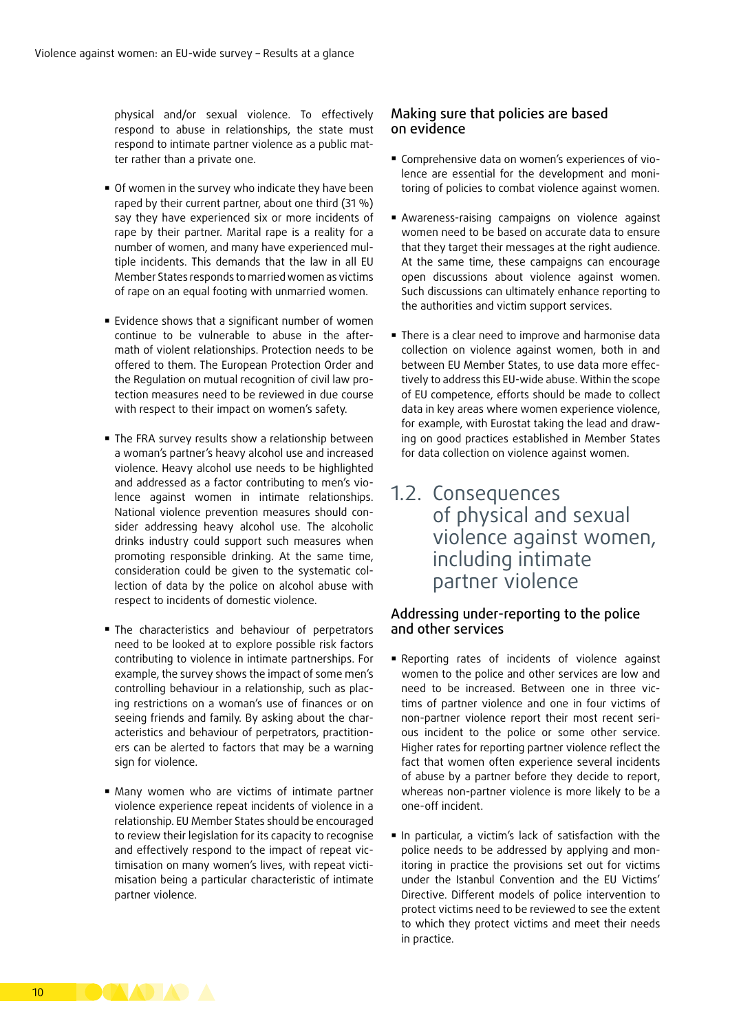physical and/or sexual violence. To effectively respond to abuse in relationships, the state must respond to intimate partner violence as a public matter rather than a private one.

- Of women in the survey who indicate they have been raped by their current partner, about one third (31 %) say they have experienced six or more incidents of rape by their partner. Marital rape is a reality for a number of women, and many have experienced multiple incidents. This demands that the law in all EU Member States responds to married women as victims of rape on an equal footing with unmarried women.
- Evidence shows that a significant number of women continue to be vulnerable to abuse in the aftermath of violent relationships. Protection needs to be offered to them. The European Protection Order and the Regulation on mutual recognition of civil law protection measures need to be reviewed in due course with respect to their impact on women's safety.
- The FRA survey results show a relationship between a woman's partner's heavy alcohol use and increased violence. Heavy alcohol use needs to be highlighted and addressed as a factor contributing to men's violence against women in intimate relationships. National violence prevention measures should consider addressing heavy alcohol use. The alcoholic drinks industry could support such measures when promoting responsible drinking. At the same time, consideration could be given to the systematic collection of data by the police on alcohol abuse with respect to incidents of domestic violence.
- The characteristics and behaviour of perpetrators need to be looked at to explore possible risk factors contributing to violence in intimate partnerships. For example, the survey shows the impact of some men's controlling behaviour in a relationship, such as placing restrictions on a woman's use of finances or on seeing friends and family. By asking about the characteristics and behaviour of perpetrators, practitioners can be alerted to factors that may be a warning sign for violence.
- Many women who are victims of intimate partner violence experience repeat incidents of violence in a relationship. EU Member States should be encouraged to review their legislation for its capacity to recognise and effectively respond to the impact of repeat victimisation on many women's lives, with repeat victimisation being a particular characteristic of intimate partner violence.

### Making sure that policies are based on evidence

- Comprehensive data on women's experiences of violence are essential for the development and monitoring of policies to combat violence against women.
- Awareness-raising campaigns on violence against women need to be based on accurate data to ensure that they target their messages at the right audience. At the same time, these campaigns can encourage open discussions about violence against women. Such discussions can ultimately enhance reporting to the authorities and victim support services.
- There is a clear need to improve and harmonise data collection on violence against women, both in and between EU Member States, to use data more effectively to address this EU-wide abuse. Within the scope of EU competence, efforts should be made to collect data in key areas where women experience violence, for example, with Eurostat taking the lead and drawing on good practices established in Member States for data collection on violence against women.

## 1.2. Consequences of physical and sexual violence against women, including intimate partner violence

### Addressing under-reporting to the police and other services

- Reporting rates of incidents of violence against women to the police and other services are low and need to be increased. Between one in three victims of partner violence and one in four victims of non-partner violence report their most recent serious incident to the police or some other service. Higher rates for reporting partner violence reflect the fact that women often experience several incidents of abuse by a partner before they decide to report, whereas non-partner violence is more likely to be a one-off incident.
- In particular, a victim's lack of satisfaction with the police needs to be addressed by applying and monitoring in practice the provisions set out for victims under the Istanbul Convention and the EU Victims' Directive. Different models of police intervention to protect victims need to be reviewed to see the extent to which they protect victims and meet their needs in practice.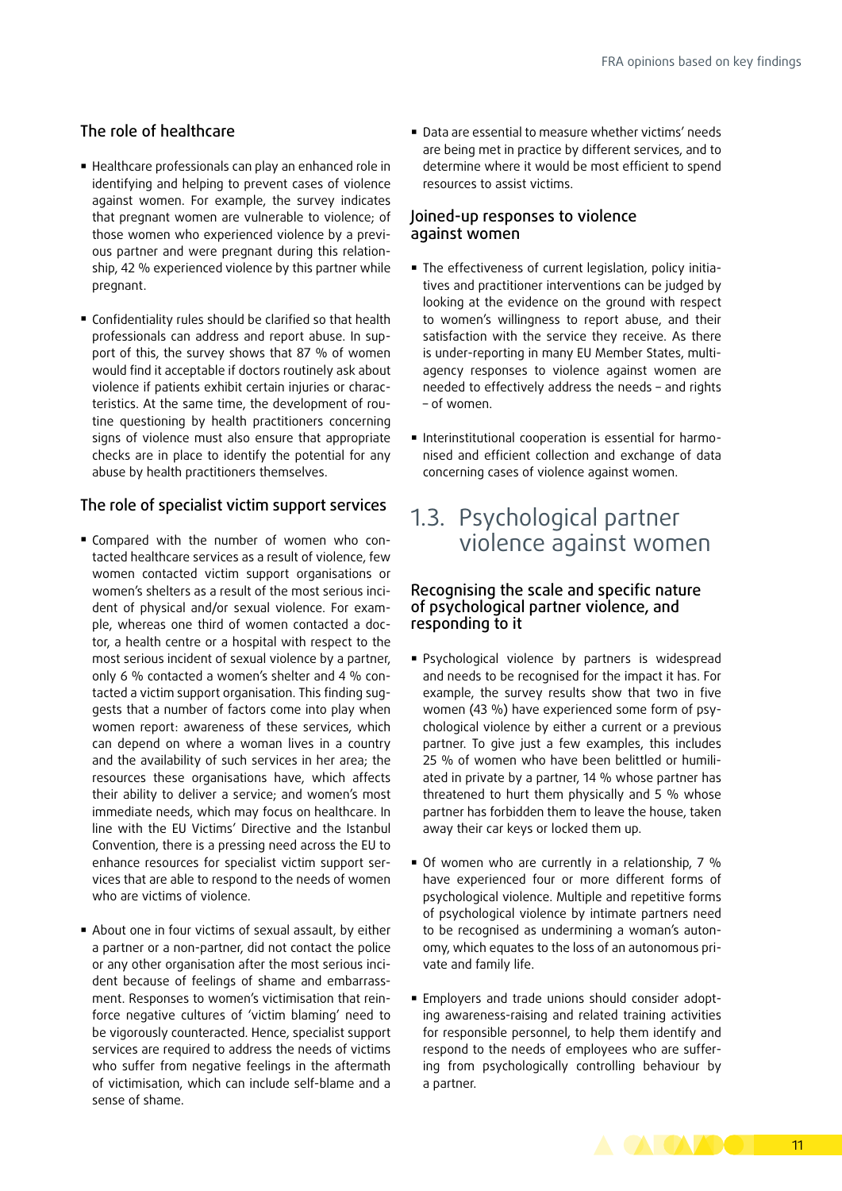### The role of healthcare

- Healthcare professionals can play an enhanced role in identifying and helping to prevent cases of violence against women. For example, the survey indicates that pregnant women are vulnerable to violence; of those women who experienced violence by a previous partner and were pregnant during this relationship, 42 % experienced violence by this partner while pregnant.

- Confidentiality rules should be clarified so that health professionals can address and report abuse. In support of this, the survey shows that 87 % of women would find it acceptable if doctors routinely ask about violence if patients exhibit certain injuries or characteristics. At the same time, the development of routine questioning by health practitioners concerning signs of violence must also ensure that appropriate checks are in place to identify the potential for any abuse by health practitioners themselves.

### The role of specialist victim support services

- Compared with the number of women who contacted healthcare services as a result of violence, few women contacted victim support organisations or women's shelters as a result of the most serious incident of physical and/or sexual violence. For example, whereas one third of women contacted a doctor, a health centre or a hospital with respect to the most serious incident of sexual violence by a partner, only 6 % contacted a women's shelter and 4 % contacted a victim support organisation. This finding suggests that a number of factors come into play when women report: awareness of these services, which can depend on where a woman lives in a country and the availability of such services in her area; the resources these organisations have, which affects their ability to deliver a service; and women's most immediate needs, which may focus on healthcare. In line with the EU Victims' Directive and the Istanbul Convention, there is a pressing need across the EU to enhance resources for specialist victim support services that are able to respond to the needs of women who are victims of violence.

- About one in four victims of sexual assault, by either a partner or a non-partner, did not contact the police or any other organisation after the most serious incident because of feelings of shame and embarrassment. Responses to women's victimisation that reinforce negative cultures of 'victim blaming' need to be vigorously counteracted. Hence, specialist support services are required to address the needs of victims who suffer from negative feelings in the aftermath of victimisation, which can include self-blame and a sense of shame.

- Data are essential to measure whether victims' needs are being met in practice by different services, and to determine where it would be most efficient to spend resources to assist victims.

### Joined-up responses to violence against women

- The effectiveness of current legislation, policy initiatives and practitioner interventions can be judged by looking at the evidence on the ground with respect to women's willingness to report abuse, and their satisfaction with the service they receive. As there is under-reporting in many EU Member States, multi-agency responses to violence against women are needed to effectively address the needs – and rights – of women.

- Interinstitutional cooperation is essential for harmonised and efficient collection and exchange of data concerning cases of violence against women.

## 1.3. Psychological partner violence against women

### Recognising the scale and specific nature of psychological partner violence, and responding to it

- Psychological violence by partners is widespread and needs to be recognised for the impact it has. For example, the survey results show that two in five women (43 %) have experienced some form of psychological violence by either a current or a previous partner. To give just a few examples, this includes 25 % of women who have been belittled or humiliated in private by a partner, 14 % whose partner has threatened to hurt them physically and 5 % whose partner has forbidden them to leave the house, taken away their car keys or locked them up.

- Of women who are currently in a relationship, 7 % have experienced four or more different forms of psychological violence. Multiple and repetitive forms of psychological violence by intimate partners need to be recognised as undermining a woman's autonomy, which equates to the loss of an autonomous private and family life.

- Employers and trade unions should consider adopting awareness-raising and related training activities for responsible personnel, to help them identify and respond to the needs of employees who are suffering from psychologically controlling behaviour by a partner.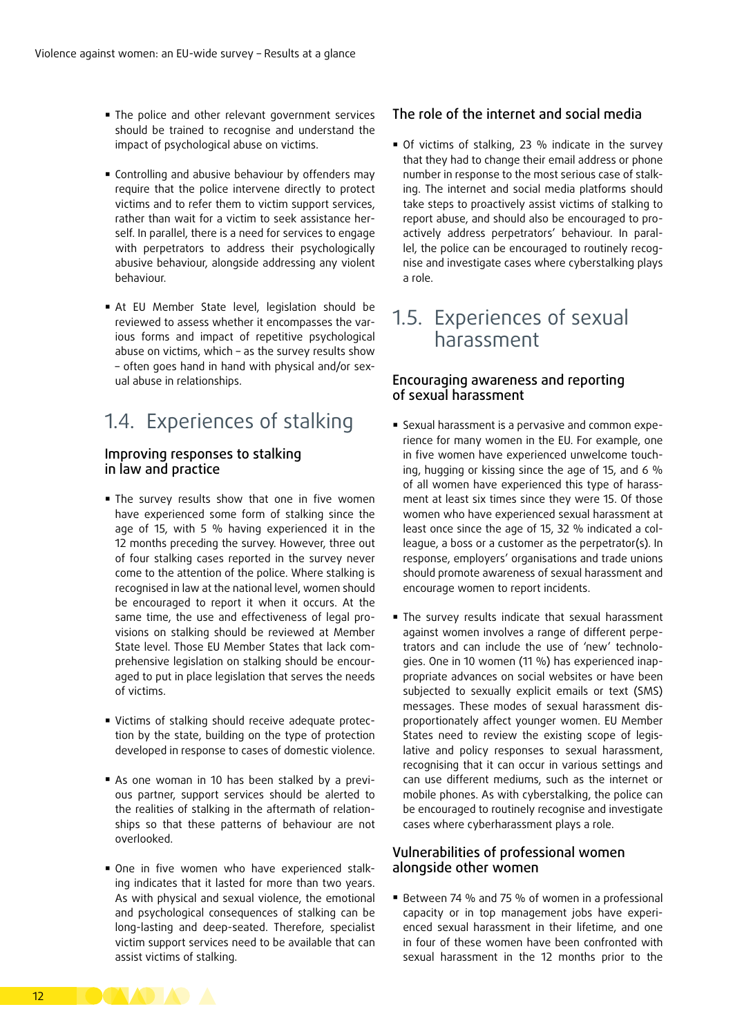- The police and other relevant government services should be trained to recognise and understand the impact of psychological abuse on victims.

- Controlling and abusive behaviour by offenders may require that the police intervene directly to protect victims and to refer them to victim support services, rather than wait for a victim to seek assistance herself. In parallel, there is a need for services to engage with perpetrators to address their psychologically abusive behaviour, alongside addressing any violent behaviour.

- At EU Member State level, legislation should be reviewed to assess whether it encompasses the various forms and impact of repetitive psychological abuse on victims, which – as the survey results show – often goes hand in hand with physical and/or sexual abuse in relationships.

## 1.4. Experiences of stalking

### Improving responses to stalking in law and practice

- The survey results show that one in five women have experienced some form of stalking since the age of 15, with 5 % having experienced it in the 12 months preceding the survey. However, three out of four stalking cases reported in the survey never come to the attention of the police. Where stalking is recognised in law at the national level, women should be encouraged to report it when it occurs. At the same time, the use and effectiveness of legal provisions on stalking should be reviewed at Member State level. Those EU Member States that lack comprehensive legislation on stalking should be encouraged to put in place legislation that serves the needs of victims.

- Victims of stalking should receive adequate protection by the state, building on the type of protection developed in response to cases of domestic violence.

- As one woman in 10 has been stalked by a previous partner, support services should be alerted to the realities of stalking in the aftermath of relationships so that these patterns of behaviour are not overlooked.

- One in five women who have experienced stalking indicates that it lasted for more than two years. As with physical and sexual violence, the emotional and psychological consequences of stalking can be long-lasting and deep-seated. Therefore, specialist victim support services need to be available that can assist victims of stalking.

### The role of the internet and social media

- Of victims of stalking, 23 % indicate in the survey that they had to change their email address or phone number in response to the most serious case of stalking. The internet and social media platforms should take steps to proactively assist victims of stalking to report abuse, and should also be encouraged to proactively address perpetrators' behaviour. In parallel, the police can be encouraged to routinely recognise and investigate cases where cyberstalking plays a role.

## 1.5. Experiences of sexual harassment

### Encouraging awareness and reporting of sexual harassment

- Sexual harassment is a pervasive and common experience for many women in the EU. For example, one in five women have experienced unwelcome touching, hugging or kissing since the age of 15, and 6 % of all women have experienced this type of harassment at least six times since they were 15. Of those women who have experienced sexual harassment at least once since the age of 15, 32 % indicated a colleague, a boss or a customer as the perpetrator(s). In response, employers' organisations and trade unions should promote awareness of sexual harassment and encourage women to report incidents.

- The survey results indicate that sexual harassment against women involves a range of different perpetrators and can include the use of 'new' technologies. One in 10 women (11 %) has experienced inappropriate advances on social websites or have been subjected to sexually explicit emails or text (SMS) messages. These modes of sexual harassment disproportionately affect younger women. EU Member States need to review the existing scope of legislative and policy responses to sexual harassment, recognising that it can occur in various settings and can use different mediums, such as the internet or mobile phones. As with cyberstalking, the police can be encouraged to routinely recognise and investigate cases where cyberharassment plays a role.

### Vulnerabilities of professional women alongside other women

- Between 74 % and 75 % of women in a professional capacity or in top management jobs have experienced sexual harassment in their lifetime, and one in four of these women have been confronted with sexual harassment in the 12 months prior to the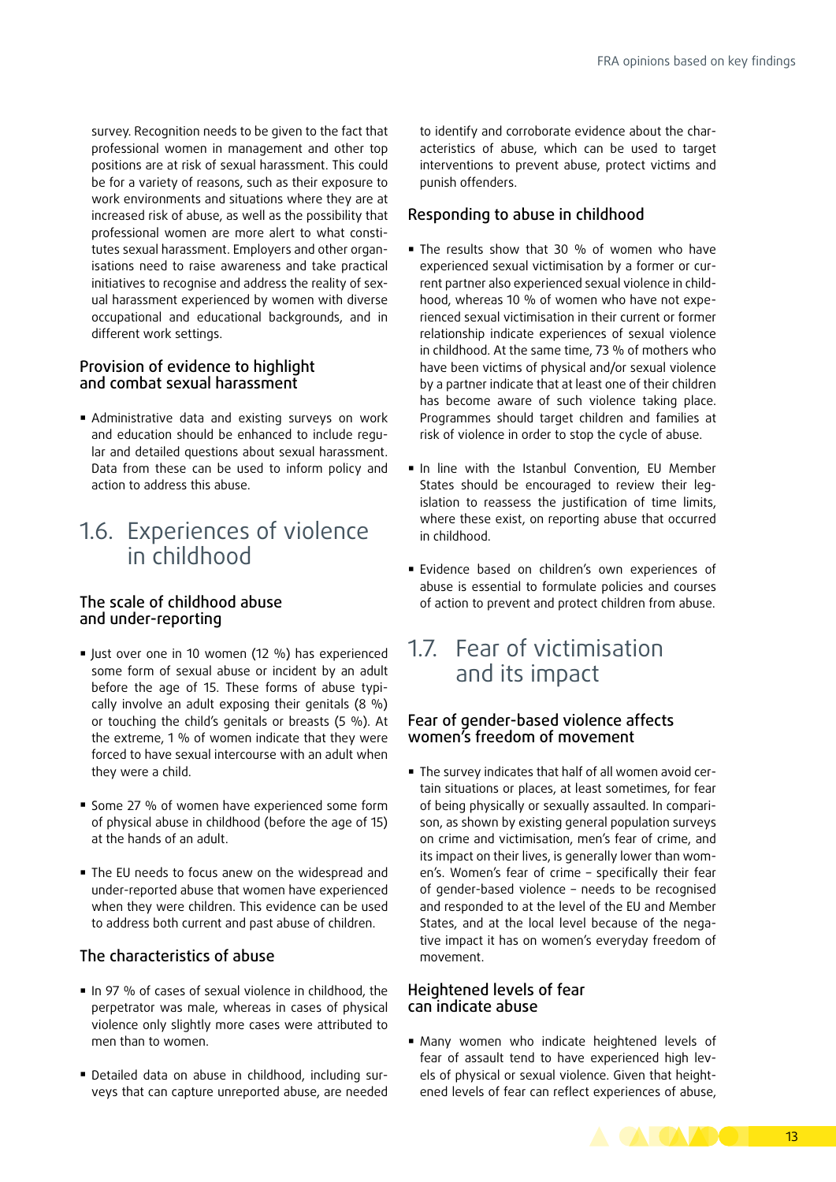survey. Recognition needs to be given to the fact that professional women in management and other top positions are at risk of sexual harassment. This could be for a variety of reasons, such as their exposure to work environments and situations where they are at increased risk of abuse, as well as the possibility that professional women are more alert to what constitutes sexual harassment. Employers and other organisations need to raise awareness and take practical initiatives to recognise and address the reality of sexual harassment experienced by women with diverse occupational and educational backgrounds, and in different work settings.

### Provision of evidence to highlight and combat sexual harassment

- Administrative data and existing surveys on work and education should be enhanced to include regular and detailed questions about sexual harassment. Data from these can be used to inform policy and action to address this abuse.

## 1.6. Experiences of violence in childhood

### The scale of childhood abuse and under-reporting

- Just over one in 10 women (12 %) has experienced some form of sexual abuse or incident by an adult before the age of 15. These forms of abuse typically involve an adult exposing their genitals (8 %) or touching the child's genitals or breasts (5 %). At the extreme, 1 % of women indicate that they were forced to have sexual intercourse with an adult when they were a child.
- Some 27 % of women have experienced some form of physical abuse in childhood (before the age of 15) at the hands of an adult.
- The EU needs to focus anew on the widespread and under-reported abuse that women have experienced when they were children. This evidence can be used to address both current and past abuse of children.

### The characteristics of abuse

- In 97 % of cases of sexual violence in childhood, the perpetrator was male, whereas in cases of physical violence only slightly more cases were attributed to men than to women.
- Detailed data on abuse in childhood, including surveys that can capture unreported abuse, are needed to identify and corroborate evidence about the characteristics of abuse, which can be used to target interventions to prevent abuse, protect victims and punish offenders.

### Responding to abuse in childhood

- The results show that 30 % of women who have experienced sexual victimisation by a former or current partner also experienced sexual violence in childhood, whereas 10 % of women who have not experienced sexual victimisation in their current or former relationship indicate experiences of sexual violence in childhood. At the same time, 73 % of mothers who have been victims of physical and/or sexual violence by a partner indicate that at least one of their children has become aware of such violence taking place. Programmes should target children and families at risk of violence in order to stop the cycle of abuse.
- In line with the Istanbul Convention, EU Member States should be encouraged to review their legislation to reassess the justification of time limits, where these exist, on reporting abuse that occurred in childhood.
- Evidence based on children's own experiences of abuse is essential to formulate policies and courses of action to prevent and protect children from abuse.

## 1.7. Fear of victimisation and its impact

### Fear of gender-based violence affects women's freedom of movement

- The survey indicates that half of all women avoid certain situations or places, at least sometimes, for fear of being physically or sexually assaulted. In comparison, as shown by existing general population surveys on crime and victimisation, men's fear of crime, and its impact on their lives, is generally lower than women's. Women's fear of crime – specifically their fear of gender-based violence – needs to be recognised and responded to at the level of the EU and Member States, and at the local level because of the negative impact it has on women's everyday freedom of movement.

### Heightened levels of fear can indicate abuse

- Many women who indicate heightened levels of fear of assault tend to have experienced high levels of physical or sexual violence. Given that heightened levels of fear can reflect experiences of abuse,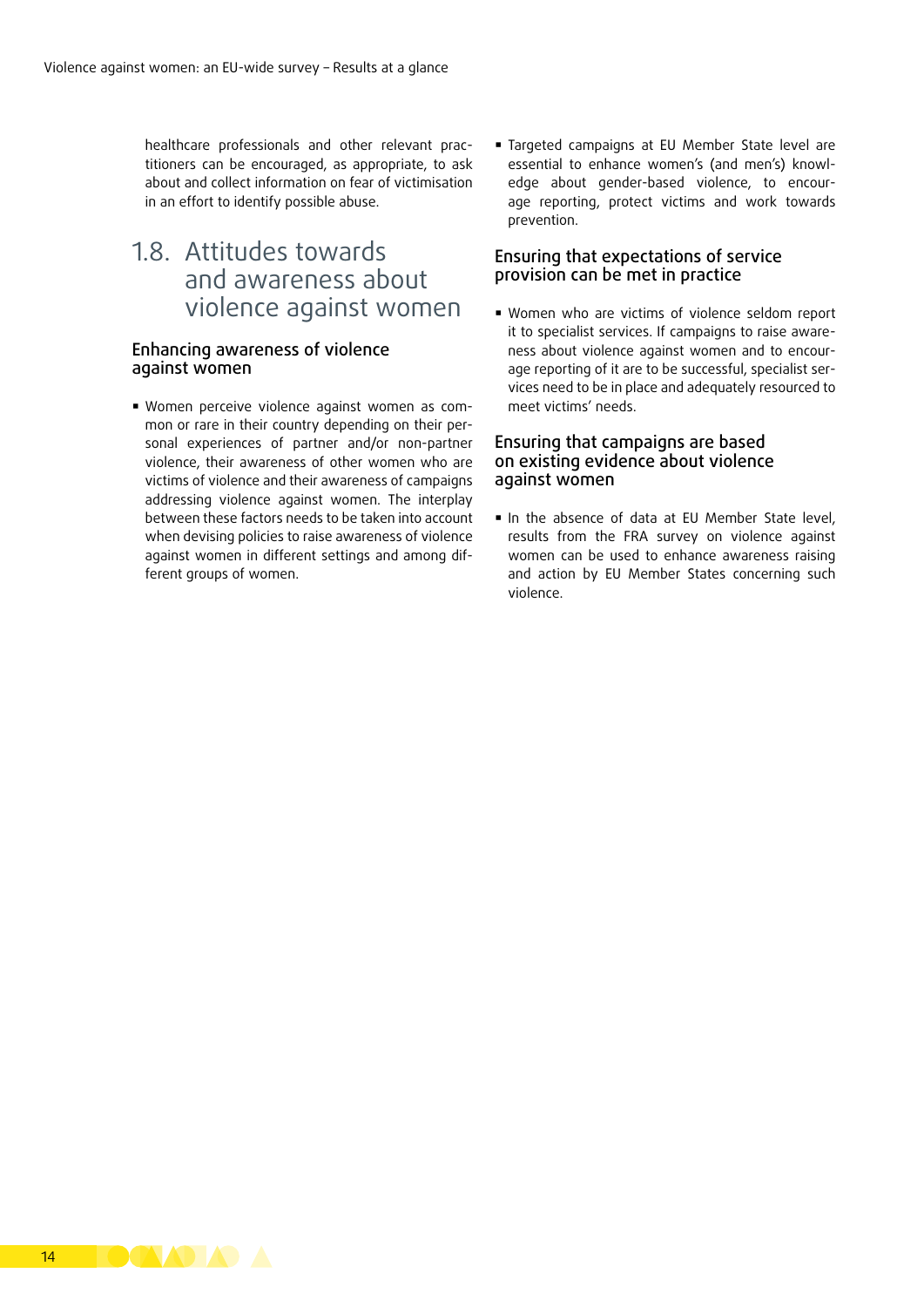healthcare professionals and other relevant practitioners can be encouraged, as appropriate, to ask about and collect information on fear of victimisation in an effort to identify possible abuse.

## 1.8. Attitudes towards and awareness about violence against women

### Enhancing awareness of violence against women

- Women perceive violence against women as common or rare in their country depending on their personal experiences of partner and/or non-partner violence, their awareness of other women who are victims of violence and their awareness of campaigns addressing violence against women. The interplay between these factors needs to be taken into account when devising policies to raise awareness of violence against women in different settings and among different groups of women.
- Targeted campaigns at EU Member State level are essential to enhance women's (and men's) knowledge about gender-based violence, to encourage reporting, protect victims and work towards prevention.

### Ensuring that expectations of service provision can be met in practice

- Women who are victims of violence seldom report it to specialist services. If campaigns to raise awareness about violence against women and to encourage reporting of it are to be successful, specialist services need to be in place and adequately resourced to meet victims' needs.

### Ensuring that campaigns are based on existing evidence about violence against women

- In the absence of data at EU Member State level, results from the FRA survey on violence against women can be used to enhance awareness raising and action by EU Member States concerning such violence.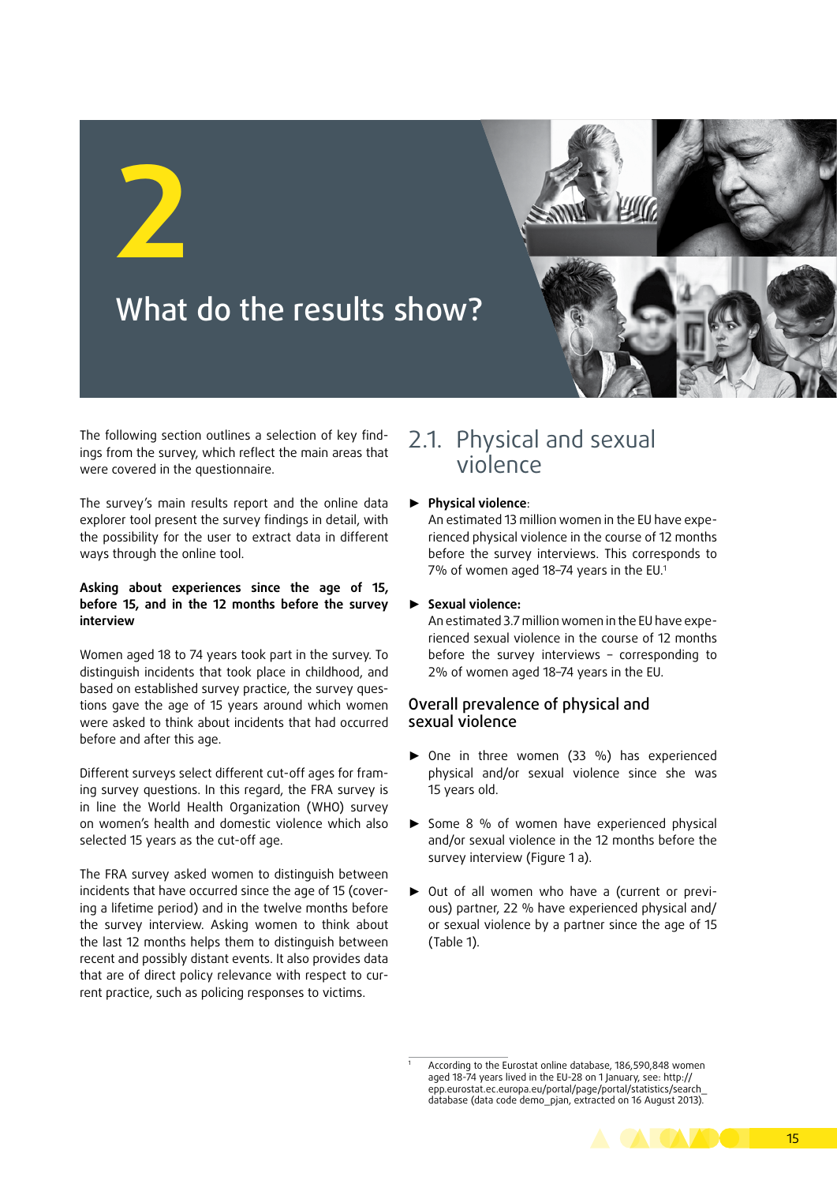# 2 What do the results show?

The following section outlines a selection of key findings from the survey, which reflect the main areas that were covered in the questionnaire.

The survey's main results report and the online data explorer tool present the survey findings in detail, with the possibility for the user to extract data in different ways through the online tool.

**Asking about experiences since the age of 15, before 15, and in the 12 months before the survey interview**

Women aged 18 to 74 years took part in the survey. To distinguish incidents that took place in childhood, and based on established survey practice, the survey questions gave the age of 15 years around which women were asked to think about incidents that had occurred before and after this age.

Different surveys select different cut-off ages for framing survey questions. In this regard, the FRA survey is in line the World Health Organization (WHO) survey on women's health and domestic violence which also selected 15 years as the cut-off age.

The FRA survey asked women to distinguish between incidents that have occurred since the age of 15 (covering a lifetime period) and in the twelve months before the survey interview. Asking women to think about the last 12 months helps them to distinguish between recent and possibly distant events. It also provides data that are of direct policy relevance with respect to current practice, such as policing responses to victims.

## 2.1. Physical and sexual violence

- **Physical violence**:
  An estimated 13 million women in the EU have experienced physical violence in the course of 12 months before the survey interviews. This corresponds to 7% of women aged 18–74 years in the EU.[1]

- **Sexual violence:**
  An estimated 3.7 million women in the EU have experienced sexual violence in the course of 12 months before the survey interviews – corresponding to 2% of women aged 18–74 years in the EU.

### Overall prevalence of physical and sexual violence

- One in three women (33 %) has experienced physical and/or sexual violence since she was 15 years old.

- Some 8 % of women have experienced physical and/or sexual violence in the 12 months before the survey interview (Figure 1 a).

- Out of all women who have a (current or previous) partner, 22 % have experienced physical and/or sexual violence by a partner since the age of 15 (Table 1).

[1] According to the Eurostat online database, 186,590,848 women aged 18-74 years lived in the EU-28 on 1 January, see: http://epp.eurostat.ec.europa.eu/portal/page/portal/statistics/search_database (data code demo_pjan, extracted on 16 August 2013).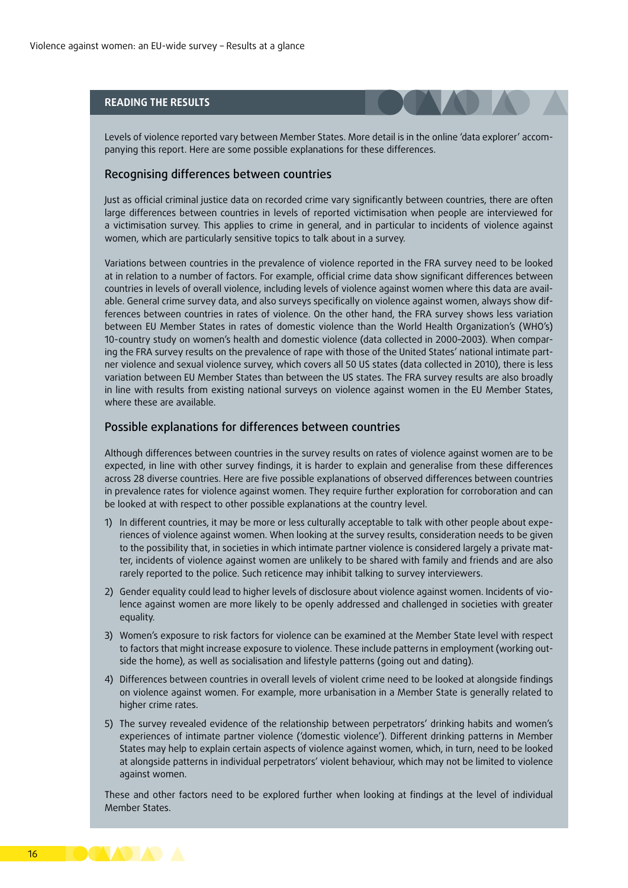## READING THE RESULTS

Levels of violence reported vary between Member States. More detail is in the online 'data explorer' accompanying this report. Here are some possible explanations for these differences.

### Recognising differences between countries

Just as official criminal justice data on recorded crime vary significantly between countries, there are often large differences between countries in levels of reported victimisation when people are interviewed for a victimisation survey. This applies to crime in general, and in particular to incidents of violence against women, which are particularly sensitive topics to talk about in a survey.

Variations between countries in the prevalence of violence reported in the FRA survey need to be looked at in relation to a number of factors. For example, official crime data show significant differences between countries in levels of overall violence, including levels of violence against women where this data are available. General crime survey data, and also surveys specifically on violence against women, always show differences between countries in rates of violence. On the other hand, the FRA survey shows less variation between EU Member States in rates of domestic violence than the World Health Organization's (WHO's) 10-country study on women's health and domestic violence (data collected in 2000–2003). When comparing the FRA survey results on the prevalence of rape with those of the United States' national intimate partner violence and sexual violence survey, which covers all 50 US states (data collected in 2010), there is less variation between EU Member States than between the US states. The FRA survey results are also broadly in line with results from existing national surveys on violence against women in the EU Member States, where these are available.

### Possible explanations for differences between countries

Although differences between countries in the survey results on rates of violence against women are to be expected, in line with other survey findings, it is harder to explain and generalise from these differences across 28 diverse countries. Here are five possible explanations of observed differences between countries in prevalence rates for violence against women. They require further exploration for corroboration and can be looked at with respect to other possible explanations at the country level.

1) In different countries, it may be more or less culturally acceptable to talk with other people about experiences of violence against women. When looking at the survey results, consideration needs to be given to the possibility that, in societies in which intimate partner violence is considered largely a private matter, incidents of violence against women are unlikely to be shared with family and friends and are also rarely reported to the police. Such reticence may inhibit talking to survey interviewers.
2) Gender equality could lead to higher levels of disclosure about violence against women. Incidents of violence against women are more likely to be openly addressed and challenged in societies with greater equality.
3) Women's exposure to risk factors for violence can be examined at the Member State level with respect to factors that might increase exposure to violence. These include patterns in employment (working outside the home), as well as socialisation and lifestyle patterns (going out and dating).
4) Differences between countries in overall levels of violent crime need to be looked at alongside findings on violence against women. For example, more urbanisation in a Member State is generally related to higher crime rates.
5) The survey revealed evidence of the relationship between perpetrators' drinking habits and women's experiences of intimate partner violence ('domestic violence'). Different drinking patterns in Member States may help to explain certain aspects of violence against women, which, in turn, need to be looked at alongside patterns in individual perpetrators' violent behaviour, which may not be limited to violence against women.

These and other factors need to be explored further when looking at findings at the level of individual Member States.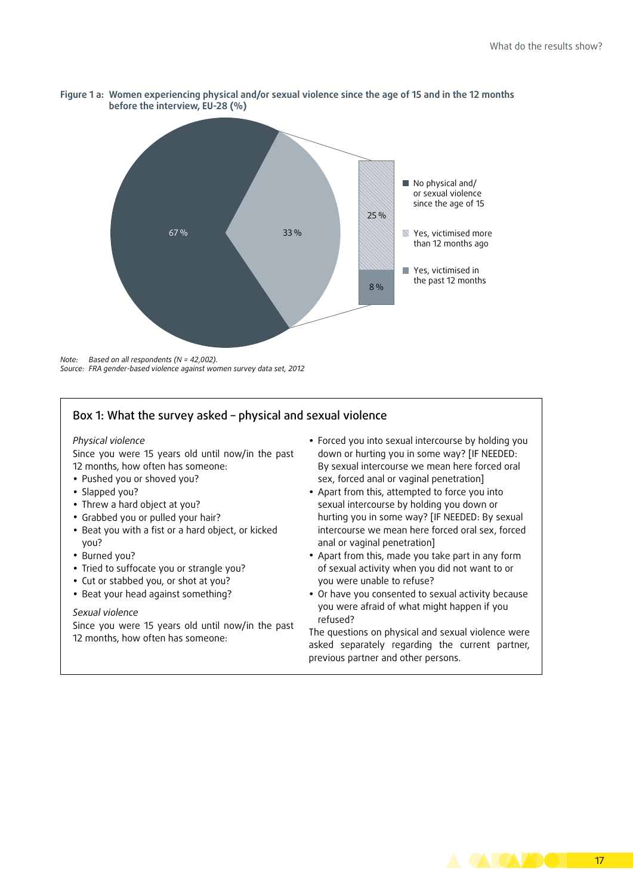**Figure 1 a: Women experiencing physical and/or sexual violence since the age of 15 and in the 12 months before the interview, EU-28 (%)**

| Category | % |
|---|---|
| No physical and/or sexual violence since the age of 15 | 67 % |
| Yes (total) | 33 % |
| Yes, victimised more than 12 months ago | 25 % |
| Yes, victimised in the past 12 months | 8 % |

*Note: Based on all respondents (N = 42,002).*
*Source: FRA gender-based violence against women survey data set, 2012*

## Box 1: What the survey asked – physical and sexual violence

*Physical violence*

Since you were 15 years old until now/in the past 12 months, how often has someone:

- Pushed you or shoved you?
- Slapped you?
- Threw a hard object at you?
- Grabbed you or pulled your hair?
- Beat you with a fist or a hard object, or kicked you?
- Burned you?
- Tried to suffocate you or strangle you?
- Cut or stabbed you, or shot at you?
- Beat your head against something?

*Sexual violence*

Since you were 15 years old until now/in the past 12 months, how often has someone:

- Forced you into sexual intercourse by holding you down or hurting you in some way? [IF NEEDED: By sexual intercourse we mean here forced oral sex, forced anal or vaginal penetration]
- Apart from this, attempted to force you into sexual intercourse by holding you down or hurting you in some way? [IF NEEDED: By sexual intercourse we mean here forced oral sex, forced anal or vaginal penetration]
- Apart from this, made you take part in any form of sexual activity when you did not want to or you were unable to refuse?
- Or have you consented to sexual activity because you were afraid of what might happen if you refused?

The questions on physical and sexual violence were asked separately regarding the current partner, previous partner and other persons.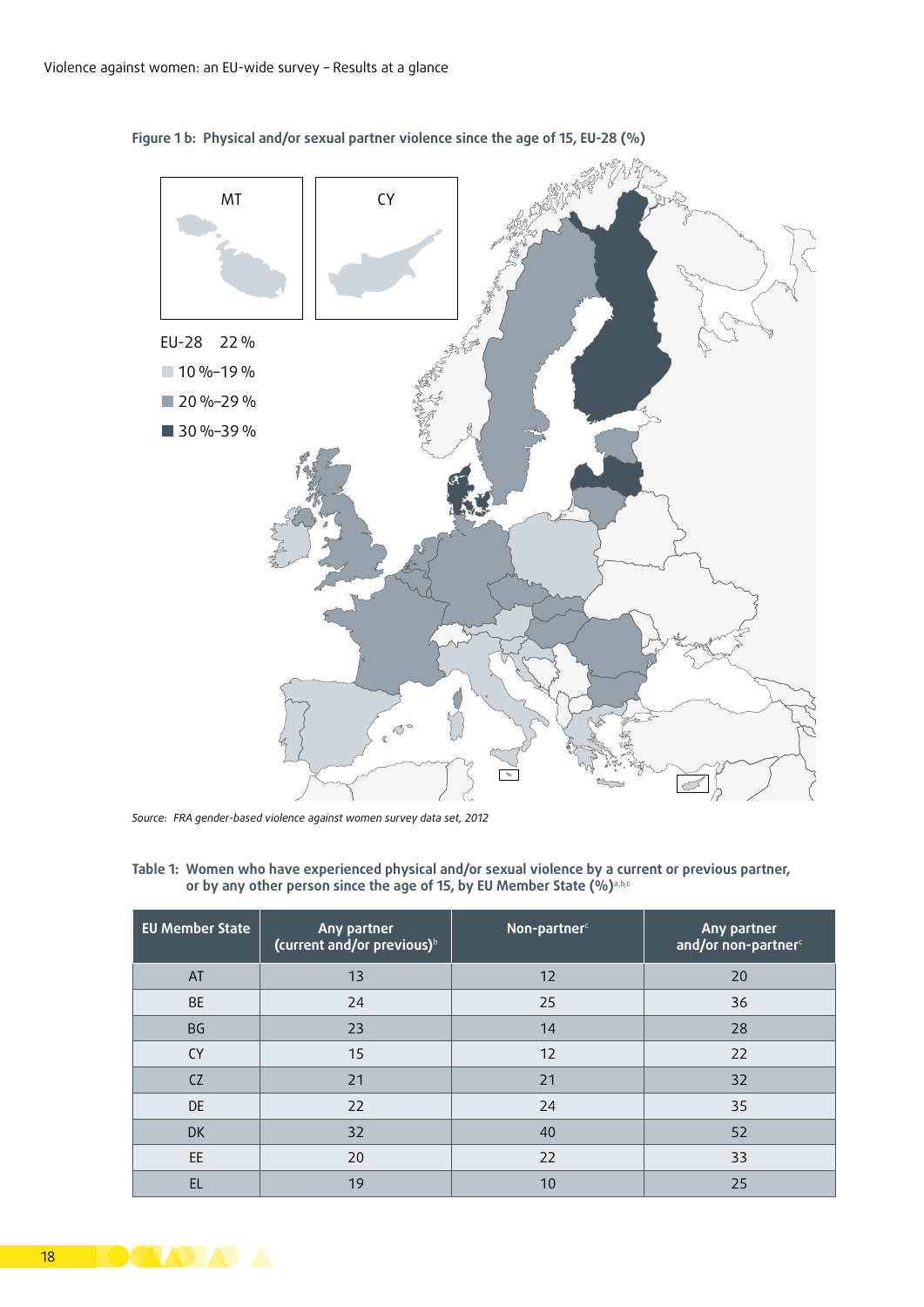**Figure 1 b: Physical and/or sexual partner violence since the age of 15, EU-28 (%)**

MT

CY

EU-28 22 %

10 %–19 %

20 %–29 %

30 %–39 %

*Source: FRA gender-based violence against women survey data set, 2012*

**Table 1: Women who have experienced physical and/or sexual violence by a current or previous partner, or by any other person since the age of 15, by EU Member State (%)[a,b,c]**

| EU Member State | Any partner (current and/or previous)[b] | Non-partner[c] | Any partner and/or non-partner[c] |
|---|---|---|---|
| AT | 13 | 12 | 20 |
| BE | 24 | 25 | 36 |
| BG | 23 | 14 | 28 |
| CY | 15 | 12 | 22 |
| CZ | 21 | 21 | 32 |
| DE | 22 | 24 | 35 |
| DK | 32 | 40 | 52 |
| EE | 20 | 22 | 33 |
| EL | 19 | 10 | 25 |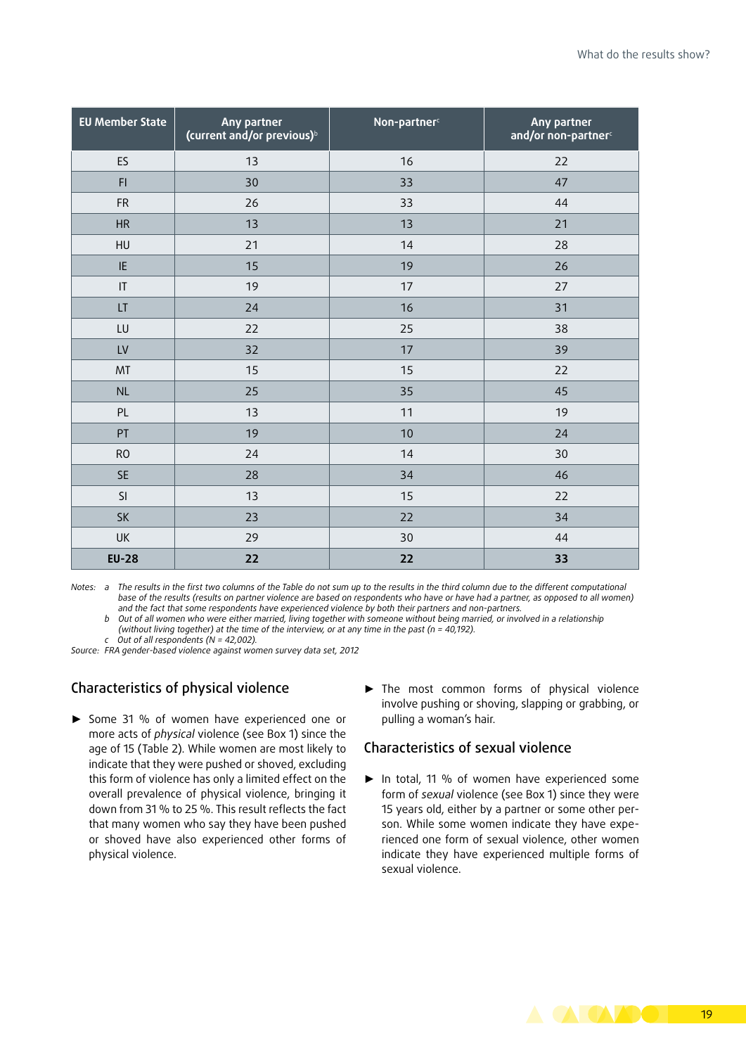| EU Member State | Any partner (current and/or previous)[b] | Non-partner[c] | Any partner and/or non-partner[c] |
|---|---|---|---|
| ES | 13 | 16 | 22 |
| FI | 30 | 33 | 47 |
| FR | 26 | 33 | 44 |
| HR | 13 | 13 | 21 |
| HU | 21 | 14 | 28 |
| IE | 15 | 19 | 26 |
| IT | 19 | 17 | 27 |
| LT | 24 | 16 | 31 |
| LU | 22 | 25 | 38 |
| LV | 32 | 17 | 39 |
| MT | 15 | 15 | 22 |
| NL | 25 | 35 | 45 |
| PL | 13 | 11 | 19 |
| PT | 19 | 10 | 24 |
| RO | 24 | 14 | 30 |
| SE | 28 | 34 | 46 |
| SI | 13 | 15 | 22 |
| SK | 23 | 22 | 34 |
| UK | 29 | 30 | 44 |
| **EU-28** | **22** | **22** | **33** |

*Notes:* a *The results in the first two columns of the Table do not sum up to the results in the third column due to the different computational base of the results (results on partner violence are based on respondents who have or have had a partner, as opposed to all women) and the fact that some respondents have experienced violence by both their partners and non-partners.*
b *Out of all women who were either married, living together with someone without being married, or involved in a relationship (without living together) at the time of the interview, or at any time in the past (n = 40,192).*
c *Out of all respondents (N = 42,002).*

*Source:* *FRA gender-based violence against women survey data set, 2012*

## Characteristics of physical violence

- Some 31 % of women have experienced one or more acts of *physical* violence (see Box 1) since the age of 15 (Table 2). While women are most likely to indicate that they were pushed or shoved, excluding this form of violence has only a limited effect on the overall prevalence of physical violence, bringing it down from 31 % to 25 %. This result reflects the fact that many women who say they have been pushed or shoved have also experienced other forms of physical violence.
- The most common forms of physical violence involve pushing or shoving, slapping or grabbing, or pulling a woman's hair.

## Characteristics of sexual violence

- In total, 11 % of women have experienced some form of *sexual* violence (see Box 1) since they were 15 years old, either by a partner or some other person. While some women indicate they have experienced one form of sexual violence, other women indicate they have experienced multiple forms of sexual violence.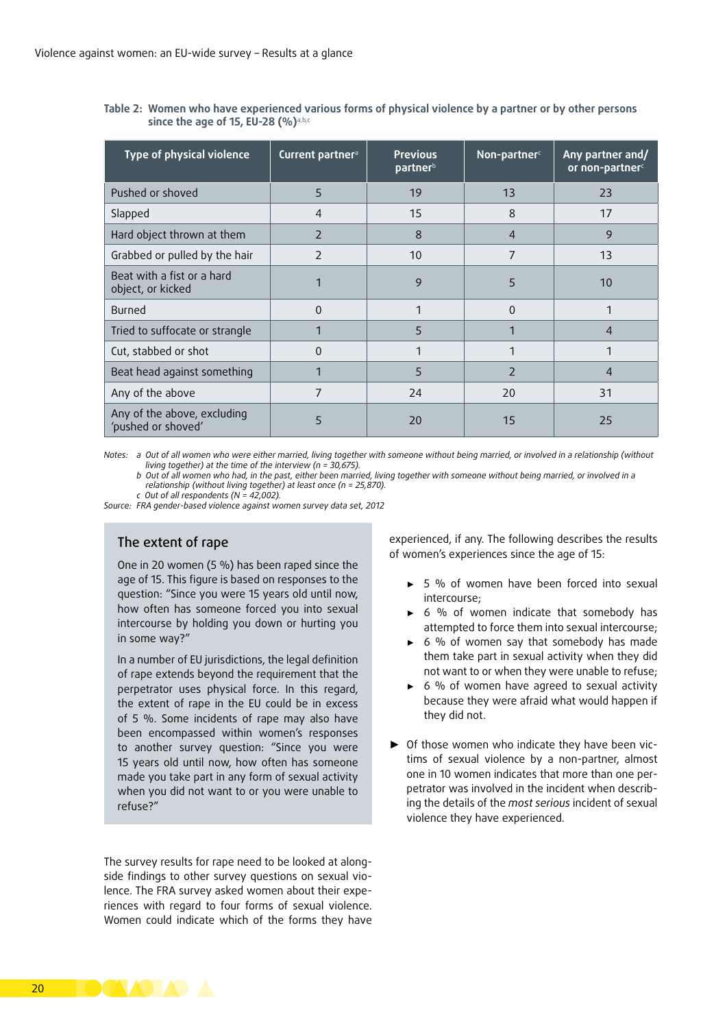**Table 2: Women who have experienced various forms of physical violence by a partner or by other persons since the age of 15, EU-28 (%)[a,b,c]**

| Type of physical violence | Current partner[a] | Previous partner[b] | Non-partner[c] | Any partner and/ or non-partner[c] |
|---|---|---|---|---|
| Pushed or shoved | 5 | 19 | 13 | 23 |
| Slapped | 4 | 15 | 8 | 17 |
| Hard object thrown at them | 2 | 8 | 4 | 9 |
| Grabbed or pulled by the hair | 2 | 10 | 7 | 13 |
| Beat with a fist or a hard object, or kicked | 1 | 9 | 5 | 10 |
| Burned | 0 | 1 | 0 | 1 |
| Tried to suffocate or strangle | 1 | 5 | 1 | 4 |
| Cut, stabbed or shot | 0 | 1 | 1 | 1 |
| Beat head against something | 1 | 5 | 2 | 4 |
| Any of the above | 7 | 24 | 20 | 31 |
| Any of the above, excluding 'pushed or shoved' | 5 | 20 | 15 | 25 |

*Notes: a Out of all women who were either married, living together with someone without being married, or involved in a relationship (without living together) at the time of the interview (n = 30,675).*
*b Out of all women who had, in the past, either been married, living together with someone without being married, or involved in a relationship (without living together) at least once (n = 25,870).*
*c Out of all respondents (N = 42,002).*
*Source: FRA gender-based violence against women survey data set, 2012*

## The extent of rape

One in 20 women (5 %) has been raped since the age of 15. This figure is based on responses to the question: "Since you were 15 years old until now, how often has someone forced you into sexual intercourse by holding you down or hurting you in some way?"

In a number of EU jurisdictions, the legal definition of rape extends beyond the requirement that the perpetrator uses physical force. In this regard, the extent of rape in the EU could be in excess of 5 %. Some incidents of rape may also have been encompassed within women's responses to another survey question: "Since you were 15 years old until now, how often has someone made you take part in any form of sexual activity when you did not want to or you were unable to refuse?"

The survey results for rape need to be looked at alongside findings to other survey questions on sexual violence. The FRA survey asked women about their experiences with regard to four forms of sexual violence. Women could indicate which of the forms they have experienced, if any. The following describes the results of women's experiences since the age of 15:

- 5 % of women have been forced into sexual intercourse;
- 6 % of women indicate that somebody has attempted to force them into sexual intercourse;
- 6 % of women say that somebody has made them take part in sexual activity when they did not want to or when they were unable to refuse;
- 6 % of women have agreed to sexual activity because they were afraid what would happen if they did not.

- Of those women who indicate they have been victims of sexual violence by a non-partner, almost one in 10 women indicates that more than one perpetrator was involved in the incident when describing the details of the *most serious* incident of sexual violence they have experienced.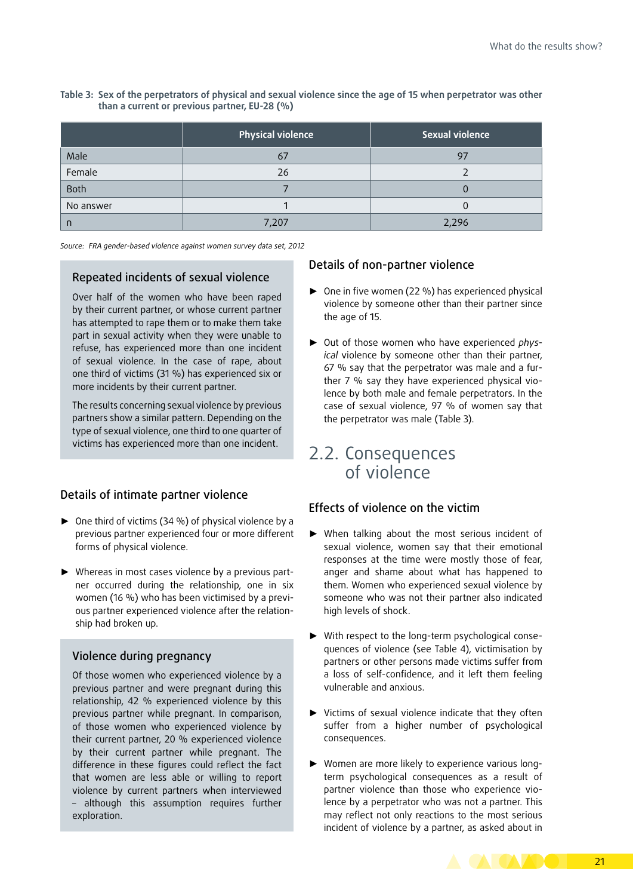**Table 3: Sex of the perpetrators of physical and sexual violence since the age of 15 when perpetrator was other than a current or previous partner, EU-28 (%)**

| | Physical violence | Sexual violence |
|---|---|---|
| Male | 67 | 97 |
| Female | 26 | 2 |
| Both | 7 | 0 |
| No answer | 1 | 0 |
| n | 7,207 | 2,296 |

*Source: FRA gender-based violence against women survey data set, 2012*

### Repeated incidents of sexual violence

Over half of the women who have been raped by their current partner, or whose current partner has attempted to rape them or to make them take part in sexual activity when they were unable to refuse, has experienced more than one incident of sexual violence. In the case of rape, about one third of victims (31 %) has experienced six or more incidents by their current partner.

The results concerning sexual violence by previous partners show a similar pattern. Depending on the type of sexual violence, one third to one quarter of victims has experienced more than one incident.

### Details of intimate partner violence

- One third of victims (34 %) of physical violence by a previous partner experienced four or more different forms of physical violence.
- Whereas in most cases violence by a previous partner occurred during the relationship, one in six women (16 %) who has been victimised by a previous partner experienced violence after the relationship had broken up.

### Violence during pregnancy

Of those women who experienced violence by a previous partner and were pregnant during this relationship, 42 % experienced violence by this previous partner while pregnant. In comparison, of those women who experienced violence by their current partner, 20 % experienced violence by their current partner while pregnant. The difference in these figures could reflect the fact that women are less able or willing to report violence by current partners when interviewed – although this assumption requires further exploration.

### Details of non-partner violence

- One in five women (22 %) has experienced physical violence by someone other than their partner since the age of 15.
- Out of those women who have experienced *physical* violence by someone other than their partner, 67 % say that the perpetrator was male and a further 7 % say they have experienced physical violence by both male and female perpetrators. In the case of sexual violence, 97 % of women say that the perpetrator was male (Table 3).

## 2.2. Consequences of violence

### Effects of violence on the victim

- When talking about the most serious incident of sexual violence, women say that their emotional responses at the time were mostly those of fear, anger and shame about what has happened to them. Women who experienced sexual violence by someone who was not their partner also indicated high levels of shock.
- With respect to the long-term psychological consequences of violence (see Table 4), victimisation by partners or other persons made victims suffer from a loss of self-confidence, and it left them feeling vulnerable and anxious.
- Victims of sexual violence indicate that they often suffer from a higher number of psychological consequences.
- Women are more likely to experience various long-term psychological consequences as a result of partner violence than those who experience violence by a perpetrator who was not a partner. This may reflect not only reactions to the most serious incident of violence by a partner, as asked about in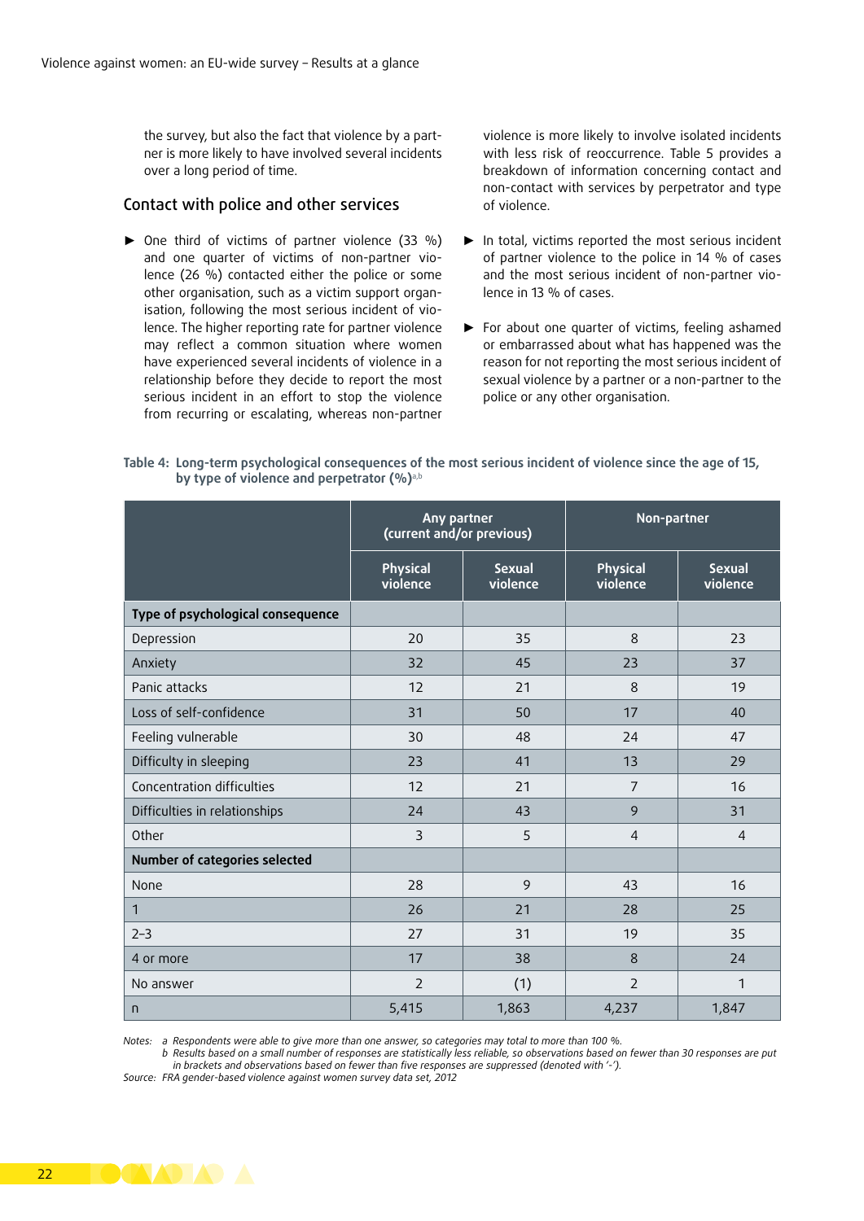the survey, but also the fact that violence by a partner is more likely to have involved several incidents over a long period of time.

## Contact with police and other services

- One third of victims of partner violence (33 %) and one quarter of victims of non-partner violence (26 %) contacted either the police or some other organisation, such as a victim support organisation, following the most serious incident of violence. The higher reporting rate for partner violence may reflect a common situation where women have experienced several incidents of violence in a relationship before they decide to report the most serious incident in an effort to stop the violence from recurring or escalating, whereas non-partner violence is more likely to involve isolated incidents with less risk of reoccurrence. Table 5 provides a breakdown of information concerning contact and non-contact with services by perpetrator and type of violence.
- In total, victims reported the most serious incident of partner violence to the police in 14 % of cases and the most serious incident of non-partner violence in 13 % of cases.
- For about one quarter of victims, feeling ashamed or embarrassed about what has happened was the reason for not reporting the most serious incident of sexual violence by a partner or a non-partner to the police or any other organisation.

**Table 4: Long-term psychological consequences of the most serious incident of violence since the age of 15, by type of violence and perpetrator (%)**[a,b]

| | Any partner (current and/or previous) | | Non-partner | |
|---|---|---|---|---|
| | Physical violence | Sexual violence | Physical violence | Sexual violence |
| **Type of psychological consequence** | | | | |
| Depression | 20 | 35 | 8 | 23 |
| Anxiety | 32 | 45 | 23 | 37 |
| Panic attacks | 12 | 21 | 8 | 19 |
| Loss of self-confidence | 31 | 50 | 17 | 40 |
| Feeling vulnerable | 30 | 48 | 24 | 47 |
| Difficulty in sleeping | 23 | 41 | 13 | 29 |
| Concentration difficulties | 12 | 21 | 7 | 16 |
| Difficulties in relationships | 24 | 43 | 9 | 31 |
| Other | 3 | 5 | 4 | 4 |
| **Number of categories selected** | | | | |
| None | 28 | 9 | 43 | 16 |
| 1 | 26 | 21 | 28 | 25 |
| 2–3 | 27 | 31 | 19 | 35 |
| 4 or more | 17 | 38 | 8 | 24 |
| No answer | 2 | (1) | 2 | 1 |
| n | 5,415 | 1,863 | 4,237 | 1,847 |

*Notes: a Respondents were able to give more than one answer, so categories may total to more than 100 %.*
*b Results based on a small number of responses are statistically less reliable, so observations based on fewer than 30 responses are put in brackets and observations based on fewer than five responses are suppressed (denoted with '-').*
*Source: FRA gender-based violence against women survey data set, 2012*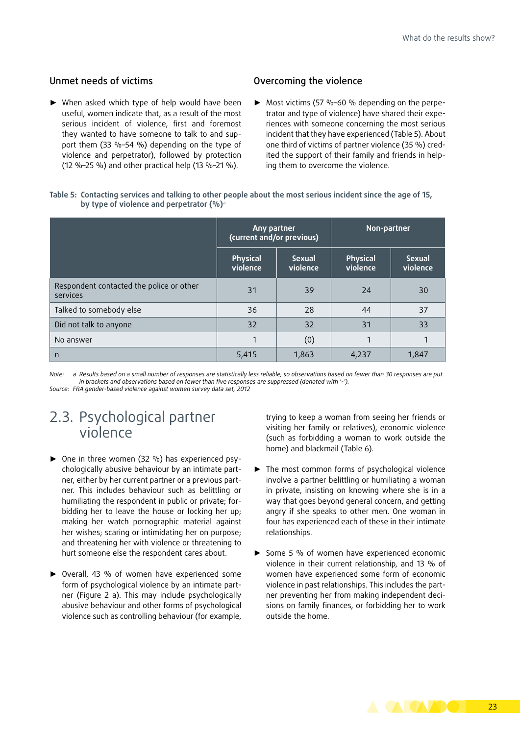### Unmet needs of victims

- When asked which type of help would have been useful, women indicate that, as a result of the most serious incident of violence, first and foremost they wanted to have someone to talk to and support them (33 %–54 %) depending on the type of violence and perpetrator), followed by protection (12 %–25 %) and other practical help (13 %–21 %).

### Overcoming the violence

- Most victims (57 %–60 % depending on the perpetrator and type of violence) have shared their experiences with someone concerning the most serious incident that they have experienced (Table 5). About one third of victims of partner violence (35 %) credited the support of their family and friends in helping them to overcome the violence.

**Table 5: Contacting services and talking to other people about the most serious incident since the age of 15, by type of violence and perpetrator (%)**[a]

| | Any partner (current and/or previous) | | Non-partner | |
|---|---|---|---|---|
| | Physical violence | Sexual violence | Physical violence | Sexual violence |
| Respondent contacted the police or other services | 31 | 39 | 24 | 30 |
| Talked to somebody else | 36 | 28 | 44 | 37 |
| Did not talk to anyone | 32 | 32 | 31 | 33 |
| No answer | 1 | (0) | 1 | 1 |
| n | 5,415 | 1,863 | 4,237 | 1,847 |

Note: a Results based on a small number of responses are statistically less reliable, so observations based on fewer than 30 responses are put in brackets and observations based on fewer than five responses are suppressed (denoted with '-').

Source: FRA gender-based violence against women survey data set, 2012

## 2.3. Psychological partner violence

- One in three women (32 %) has experienced psychologically abusive behaviour by an intimate partner, either by her current partner or a previous partner. This includes behaviour such as belittling or humiliating the respondent in public or private; forbidding her to leave the house or locking her up; making her watch pornographic material against her wishes; scaring or intimidating her on purpose; and threatening her with violence or threatening to hurt someone else the respondent cares about.

- Overall, 43 % of women have experienced some form of psychological violence by an intimate partner (Figure 2 a). This may include psychologically abusive behaviour and other forms of psychological violence such as controlling behaviour (for example, trying to keep a woman from seeing her friends or visiting her family or relatives), economic violence (such as forbidding a woman to work outside the home) and blackmail (Table 6).

- The most common forms of psychological violence involve a partner belittling or humiliating a woman in private, insisting on knowing where she is in a way that goes beyond general concern, and getting angry if she speaks to other men. One woman in four has experienced each of these in their intimate relationships.

- Some 5 % of women have experienced economic violence in their current relationship, and 13 % of women have experienced some form of economic violence in past relationships. This includes the partner preventing her from making independent decisions on family finances, or forbidding her to work outside the home.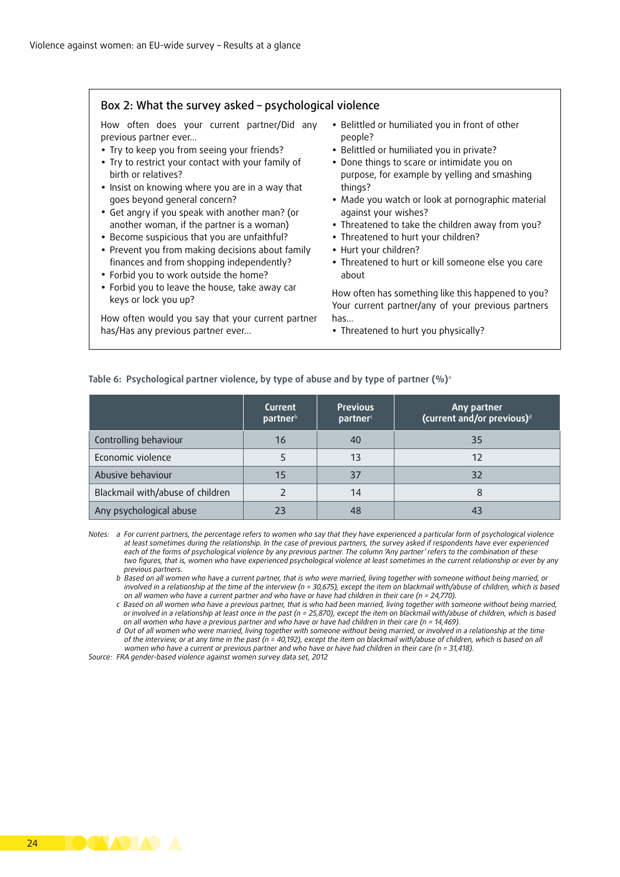## Box 2: What the survey asked – psychological violence

How often does your current partner/Did any previous partner ever...

- Try to keep you from seeing your friends?
- Try to restrict your contact with your family of birth or relatives?
- Insist on knowing where you are in a way that goes beyond general concern?
- Get angry if you speak with another man? (or another woman, if the partner is a woman)
- Become suspicious that you are unfaithful?
- Prevent you from making decisions about family finances and from shopping independently?
- Forbid you to work outside the home?
- Forbid you to leave the house, take away car keys or lock you up?

How often would you say that your current partner has/Has any previous partner ever...

- Belittled or humiliated you in front of other people?
- Belittled or humiliated you in private?
- Done things to scare or intimidate you on purpose, for example by yelling and smashing things?
- Made you watch or look at pornographic material against your wishes?
- Threatened to take the children away from you?
- Threatened to hurt your children?
- Hurt your children?
- Threatened to hurt or kill someone else you care about

How often has something like this happened to you? Your current partner/any of your previous partners has...

- Threatened to hurt you physically?

**Table 6: Psychological partner violence, by type of abuse and by type of partner (%)**[a]

| | Current partner[b] | Previous partner[c] | Any partner (current and/or previous)[d] |
|---|---|---|---|
| Controlling behaviour | 16 | 40 | 35 |
| Economic violence | 5 | 13 | 12 |
| Abusive behaviour | 15 | 37 | 32 |
| Blackmail with/abuse of children | 2 | 14 | 8 |
| Any psychological abuse | 23 | 48 | 43 |

*Notes: a For current partners, the percentage refers to women who say that they have experienced a particular form of psychological violence at least sometimes during the relationship. In the case of previous partners, the survey asked if respondents have ever experienced each of the forms of psychological violence by any previous partner. The column 'Any partner' refers to the combination of these two figures, that is, women who have experienced psychological violence at least sometimes in the current relationship or ever by any previous partners.*

*b Based on all women who have a current partner, that is who were married, living together with someone without being married, or involved in a relationship at the time of the interview (n = 30,675), except the item on blackmail with/abuse of children, which is based on all women who have a current partner and who have or have had children in their care (n = 24,770).*

*c Based on all women who have a previous partner, that is who had been married, living together with someone without being married, or involved in a relationship at least once in the past (n = 25,870), except the item on blackmail with/abuse of children, which is based on all women who have a previous partner and who have or have had children in their care (n = 14,469).*

*d Out of all women who were married, living together with someone without being married, or involved in a relationship at the time of the interview, or at any time in the past (n = 40,192), except the item on blackmail with/abuse of children, which is based on all women who have a current or previous partner and who have or have had children in their care (n = 31,418).*

*Source: FRA gender-based violence against women survey data set, 2012*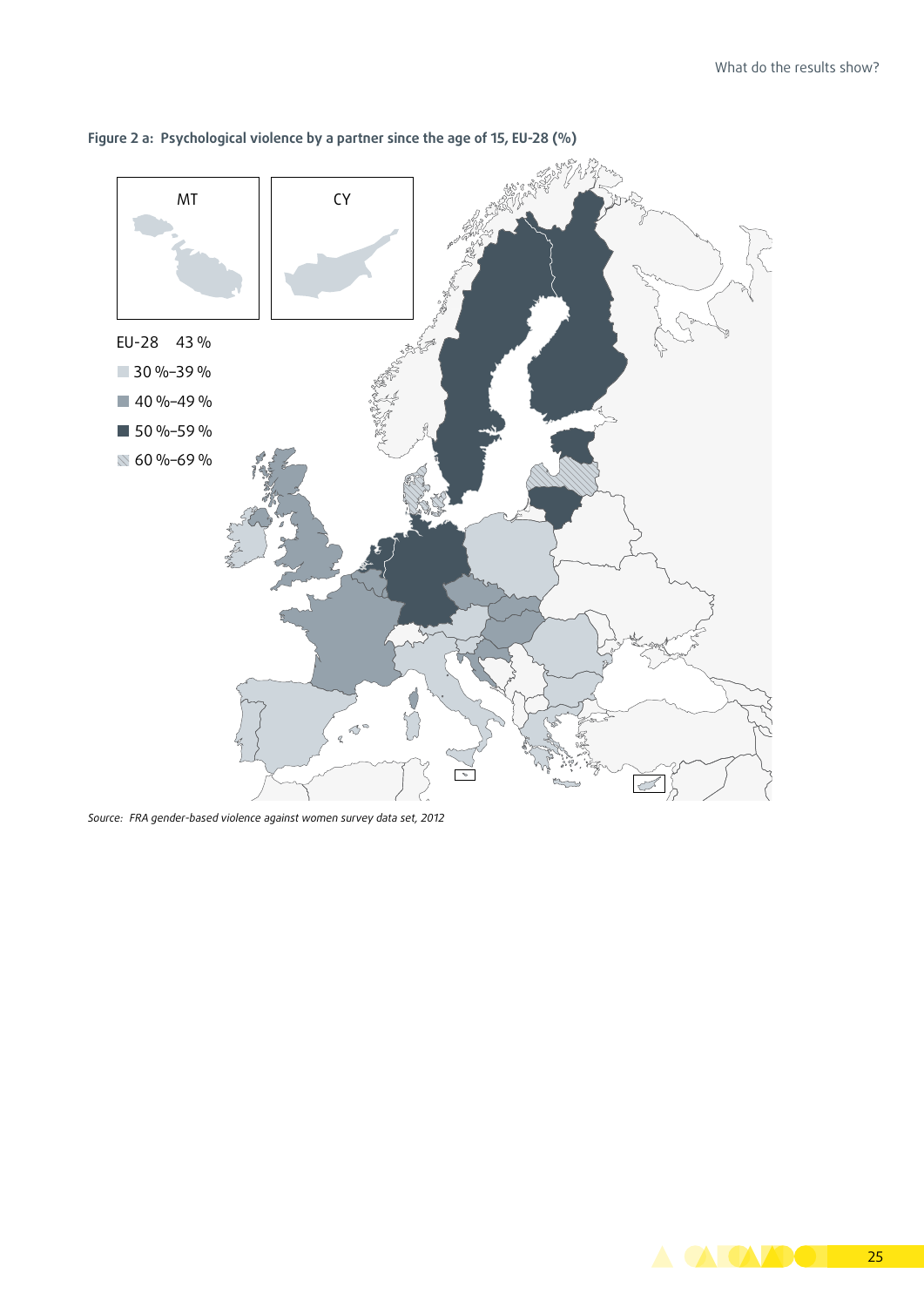**Figure 2 a: Psychological violence by a partner since the age of 15, EU-28 (%)**

MT

CY

EU-28 43 %

30 %–39 %

40 %–49 %

50 %–59 %

60 %–69 %

*Source: FRA gender-based violence against women survey data set, 2012*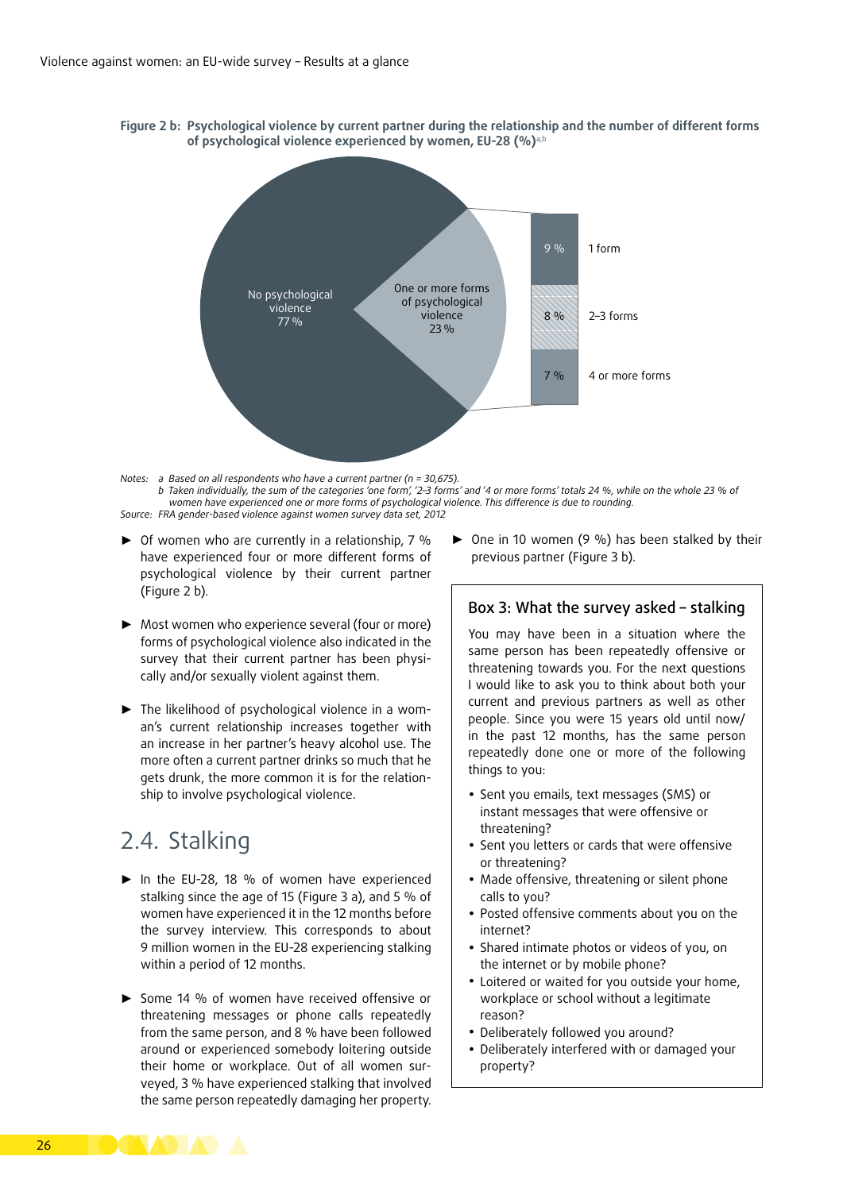**Figure 2 b: Psychological violence by current partner during the relationship and the number of different forms of psychological violence experienced by women, EU-28 (%)**[a,b]

No psychological violence 77 %

One or more forms of psychological violence 23 %

9 % 1 form

8 % 2–3 forms

7 % 4 or more forms

Notes: a Based on all respondents who have a current partner (n = 30,675).
b Taken individually, the sum of the categories 'one form', '2–3 forms' and '4 or more forms' totals 24 %, while on the whole 23 % of women have experienced one or more forms of psychological violence. This difference is due to rounding.

Source: FRA gender-based violence against women survey data set, 2012

- Of women who are currently in a relationship, 7 % have experienced four or more different forms of psychological violence by their current partner (Figure 2 b).
- Most women who experience several (four or more) forms of psychological violence also indicated in the survey that their current partner has been physically and/or sexually violent against them.
- The likelihood of psychological violence in a woman's current relationship increases together with an increase in her partner's heavy alcohol use. The more often a current partner drinks so much that he gets drunk, the more common it is for the relationship to involve psychological violence.

## 2.4. Stalking

- In the EU-28, 18 % of women have experienced stalking since the age of 15 (Figure 3 a), and 5 % of women have experienced it in the 12 months before the survey interview. This corresponds to about 9 million women in the EU-28 experiencing stalking within a period of 12 months.
- Some 14 % of women have received offensive or threatening messages or phone calls repeatedly from the same person, and 8 % have been followed around or experienced somebody loitering outside their home or workplace. Out of all women surveyed, 3 % have experienced stalking that involved the same person repeatedly damaging her property.
- One in 10 women (9 %) has been stalked by their previous partner (Figure 3 b).

### Box 3: What the survey asked – stalking

You may have been in a situation where the same person has been repeatedly offensive or threatening towards you. For the next questions I would like to ask you to think about both your current and previous partners as well as other people. Since you were 15 years old until now/in the past 12 months, has the same person repeatedly done one or more of the following things to you:

- Sent you emails, text messages (SMS) or instant messages that were offensive or threatening?
- Sent you letters or cards that were offensive or threatening?
- Made offensive, threatening or silent phone calls to you?
- Posted offensive comments about you on the internet?
- Shared intimate photos or videos of you, on the internet or by mobile phone?
- Loitered or waited for you outside your home, workplace or school without a legitimate reason?
- Deliberately followed you around?
- Deliberately interfered with or damaged your property?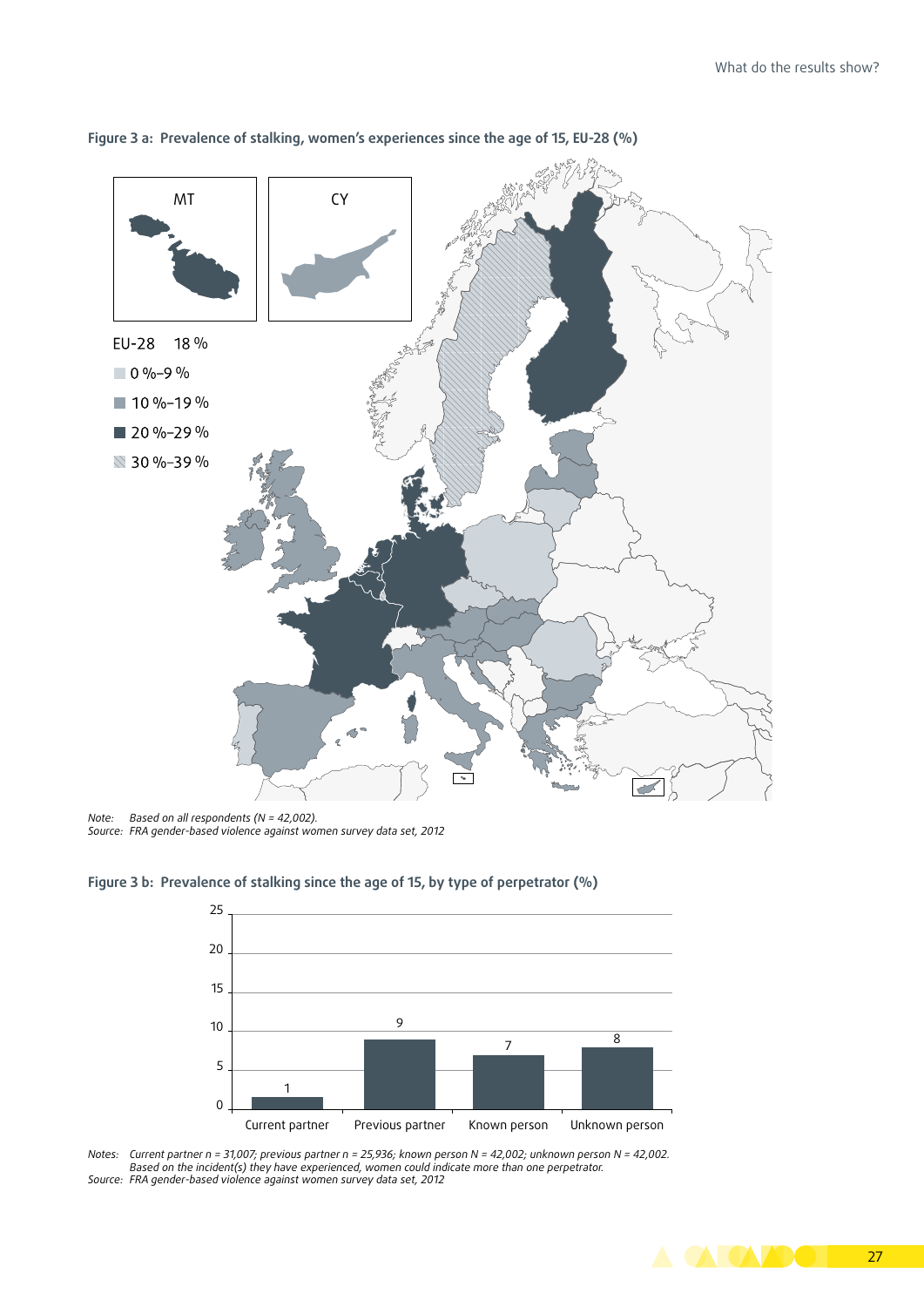**Figure 3 a: Prevalence of stalking, women's experiences since the age of 15, EU-28 (%)**

MT

CY

EU-28 18 %

- 0 %–9 %
- 10 %–19 %
- 20 %–29 %
- 30 %–39 %

*Note: Based on all respondents (N = 42,002).*
*Source: FRA gender-based violence against women survey data set, 2012*

**Figure 3 b: Prevalence of stalking since the age of 15, by type of perpetrator (%)**

| Current partner | Previous partner | Known person | Unknown person |
|---|---|---|---|
| 1 | 9 | 7 | 8 |

*Notes: Current partner n = 31,007; previous partner n = 25,936; known person N = 42,002; unknown person N = 42,002. Based on the incident(s) they have experienced, women could indicate more than one perpetrator.*
*Source: FRA gender-based violence against women survey data set, 2012*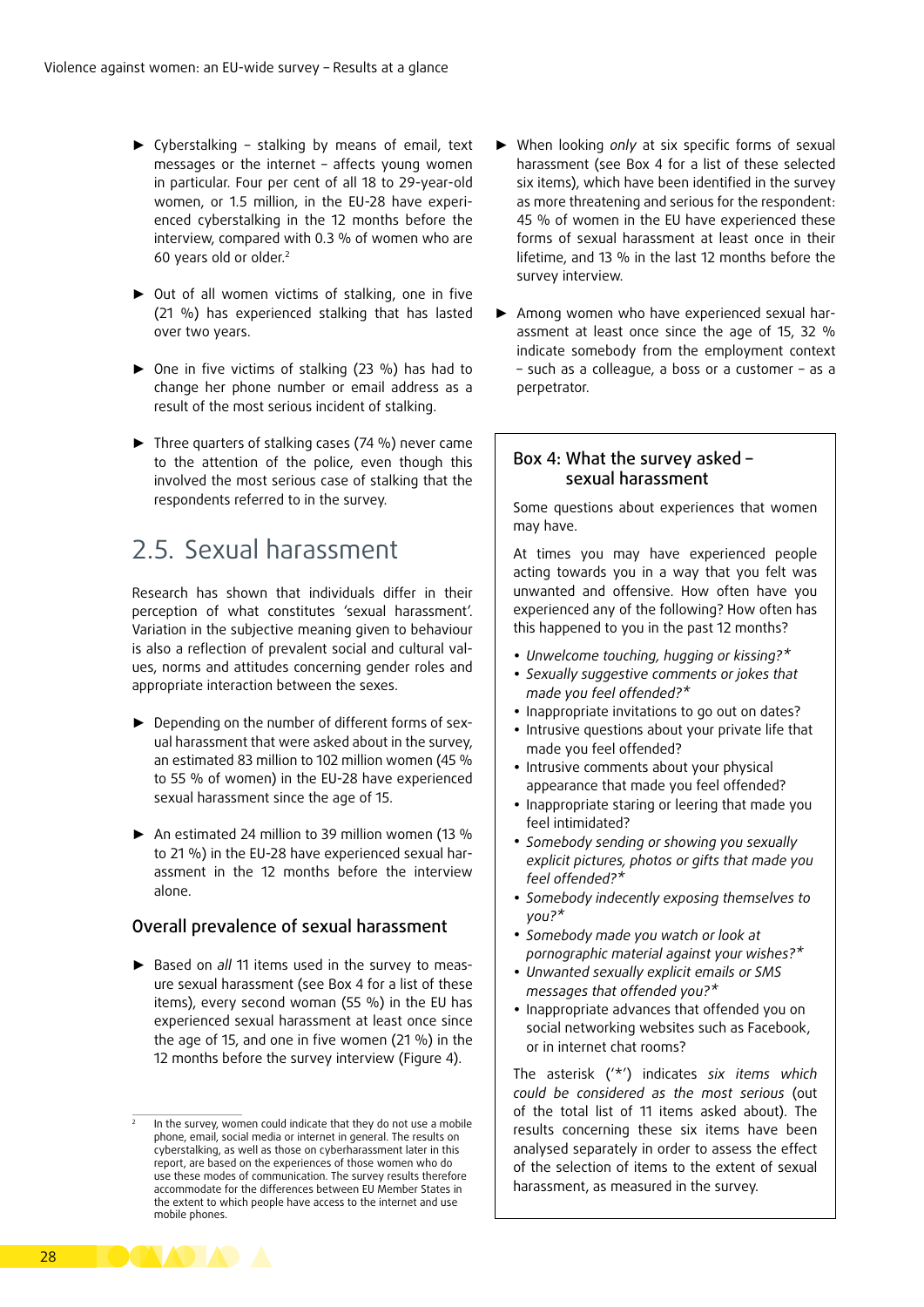- Cyberstalking – stalking by means of email, text messages or the internet – affects young women in particular. Four per cent of all 18 to 29-year-old women, or 1.5 million, in the EU-28 have experienced cyberstalking in the 12 months before the interview, compared with 0.3 % of women who are 60 years old or older.[2]

- Out of all women victims of stalking, one in five (21 %) has experienced stalking that has lasted over two years.

- One in five victims of stalking (23 %) has had to change her phone number or email address as a result of the most serious incident of stalking.

- Three quarters of stalking cases (74 %) never came to the attention of the police, even though this involved the most serious case of stalking that the respondents referred to in the survey.

## 2.5. Sexual harassment

Research has shown that individuals differ in their perception of what constitutes 'sexual harassment'. Variation in the subjective meaning given to behaviour is also a reflection of prevalent social and cultural values, norms and attitudes concerning gender roles and appropriate interaction between the sexes.

- Depending on the number of different forms of sexual harassment that were asked about in the survey, an estimated 83 million to 102 million women (45 % to 55 % of women) in the EU-28 have experienced sexual harassment since the age of 15.

- An estimated 24 million to 39 million women (13 % to 21 %) in the EU-28 have experienced sexual harassment in the 12 months before the interview alone.

### Overall prevalence of sexual harassment

- Based on *all* 11 items used in the survey to measure sexual harassment (see Box 4 for a list of these items), every second woman (55 %) in the EU has experienced sexual harassment at least once since the age of 15, and one in five women (21 %) in the 12 months before the survey interview (Figure 4).

- When looking *only* at six specific forms of sexual harassment (see Box 4 for a list of these selected six items), which have been identified in the survey as more threatening and serious for the respondent: 45 % of women in the EU have experienced these forms of sexual harassment at least once in their lifetime, and 13 % in the last 12 months before the survey interview.

- Among women who have experienced sexual harassment at least once since the age of 15, 32 % indicate somebody from the employment context – such as a colleague, a boss or a customer – as a perpetrator.

### Box 4: What the survey asked – sexual harassment

Some questions about experiences that women may have.

At times you may have experienced people acting towards you in a way that you felt was unwanted and offensive. How often have you experienced any of the following? How often has this happened to you in the past 12 months?

- *Unwelcome touching, hugging or kissing?**
- *Sexually suggestive comments or jokes that made you feel offended?**
- Inappropriate invitations to go out on dates?
- Intrusive questions about your private life that made you feel offended?
- Intrusive comments about your physical appearance that made you feel offended?
- Inappropriate staring or leering that made you feel intimidated?
- *Somebody sending or showing you sexually explicit pictures, photos or gifts that made you feel offended?**
- *Somebody indecently exposing themselves to you?**
- *Somebody made you watch or look at pornographic material against your wishes?**
- *Unwanted sexually explicit emails or SMS messages that offended you?**
- Inappropriate advances that offended you on social networking websites such as Facebook, or in internet chat rooms?

The asterisk ('*') indicates *six items which could be considered as the most serious* (out of the total list of 11 items asked about). The results concerning these six items have been analysed separately in order to assess the effect of the selection of items to the extent of sexual harassment, as measured in the survey.

[2] In the survey, women could indicate that they do not use a mobile phone, email, social media or internet in general. The results on cyberstalking, as well as those on cyberharassment later in this report, are based on the experiences of those women who do use these modes of communication. The survey results therefore accommodate for the differences between EU Member States in the extent to which people have access to the internet and use mobile phones.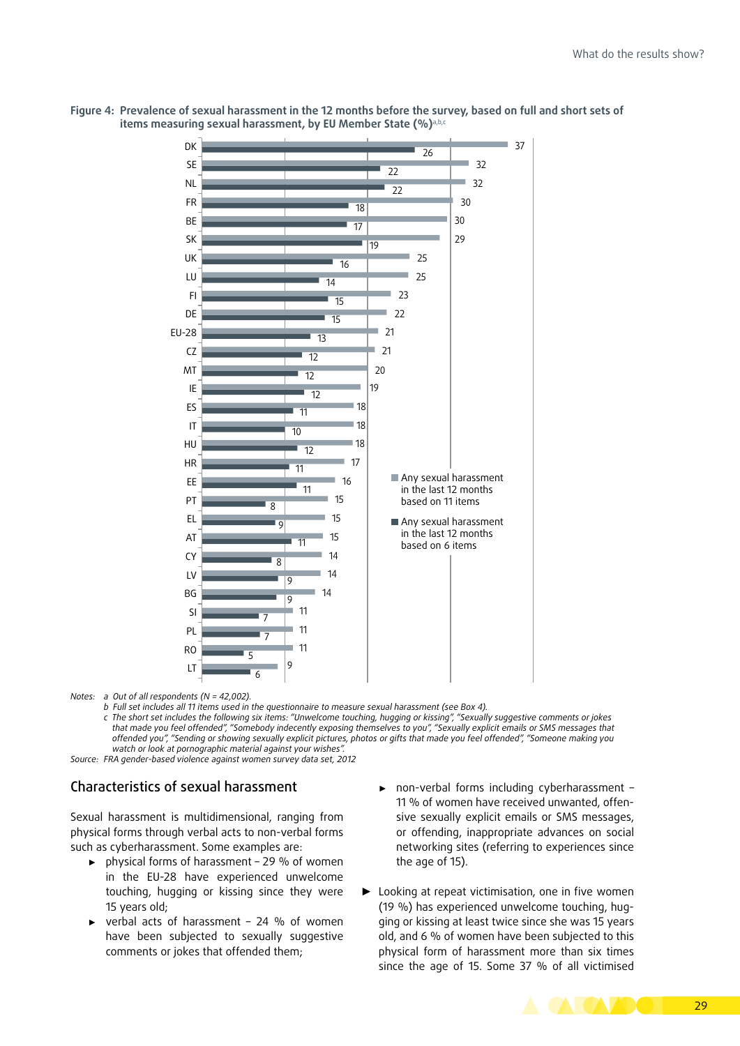**Figure 4: Prevalence of sexual harassment in the 12 months before the survey, based on full and short sets of items measuring sexual harassment, by EU Member State (%)[a,b,c]**

| Member State | Any sexual harassment in the last 12 months based on 11 items | Any sexual harassment in the last 12 months based on 6 items |
|---|---|---|
| DK | 37 | 26 |
| SE | 32 | 22 |
| NL | 32 | 22 |
| FR | 30 | 18 |
| BE | 30 | 17 |
| SK | 29 | 19 |
| UK | 25 | 16 |
| LU | 25 | 14 |
| FI | 23 | 15 |
| DE | 22 | 15 |
| EU-28 | 21 | 13 |
| CZ | 21 | 12 |
| MT | 20 | 12 |
| IE | 19 | 12 |
| ES | 18 | 11 |
| IT | 18 | 10 |
| HU | 18 | 12 |
| HR | 17 | 11 |
| EE | 16 | 11 |
| PT | 15 | 8 |
| EL | 15 | 9 |
| AT | 15 | 11 |
| CY | 14 | 8 |
| LV | 14 | 9 |
| BG | 14 | 9 |
| SI | 11 | 7 |
| PL | 11 | 7 |
| RO | 11 | 5 |
| LT | 9 | 6 |

Notes: a Out of all respondents (N = 42,002).
b Full set includes all 11 items used in the questionnaire to measure sexual harassment (see Box 4).
c The short set includes the following six items: "Unwelcome touching, hugging or kissing", "Sexually suggestive comments or jokes that made you feel offended", "Somebody indecently exposing themselves to you", "Sexually explicit emails or SMS messages that offended you", "Sending or showing sexually explicit pictures, photos or gifts that made you feel offended", "Someone making you watch or look at pornographic material against your wishes".

Source: FRA gender-based violence against women survey data set, 2012

## Characteristics of sexual harassment

Sexual harassment is multidimensional, ranging from physical forms through verbal acts to non-verbal forms such as cyberharassment. Some examples are:

- physical forms of harassment – 29 % of women in the EU-28 have experienced unwelcome touching, hugging or kissing since they were 15 years old;
- verbal acts of harassment – 24 % of women have been subjected to sexually suggestive comments or jokes that offended them;
- non-verbal forms including cyberharassment – 11 % of women have received unwanted, offensive sexually explicit emails or SMS messages, or offending, inappropriate advances on social networking sites (referring to experiences since the age of 15).

- Looking at repeat victimisation, one in five women (19 %) has experienced unwelcome touching, hugging or kissing at least twice since she was 15 years old, and 6 % of women have been subjected to this physical form of harassment more than six times since the age of 15. Some 37 % of all victimised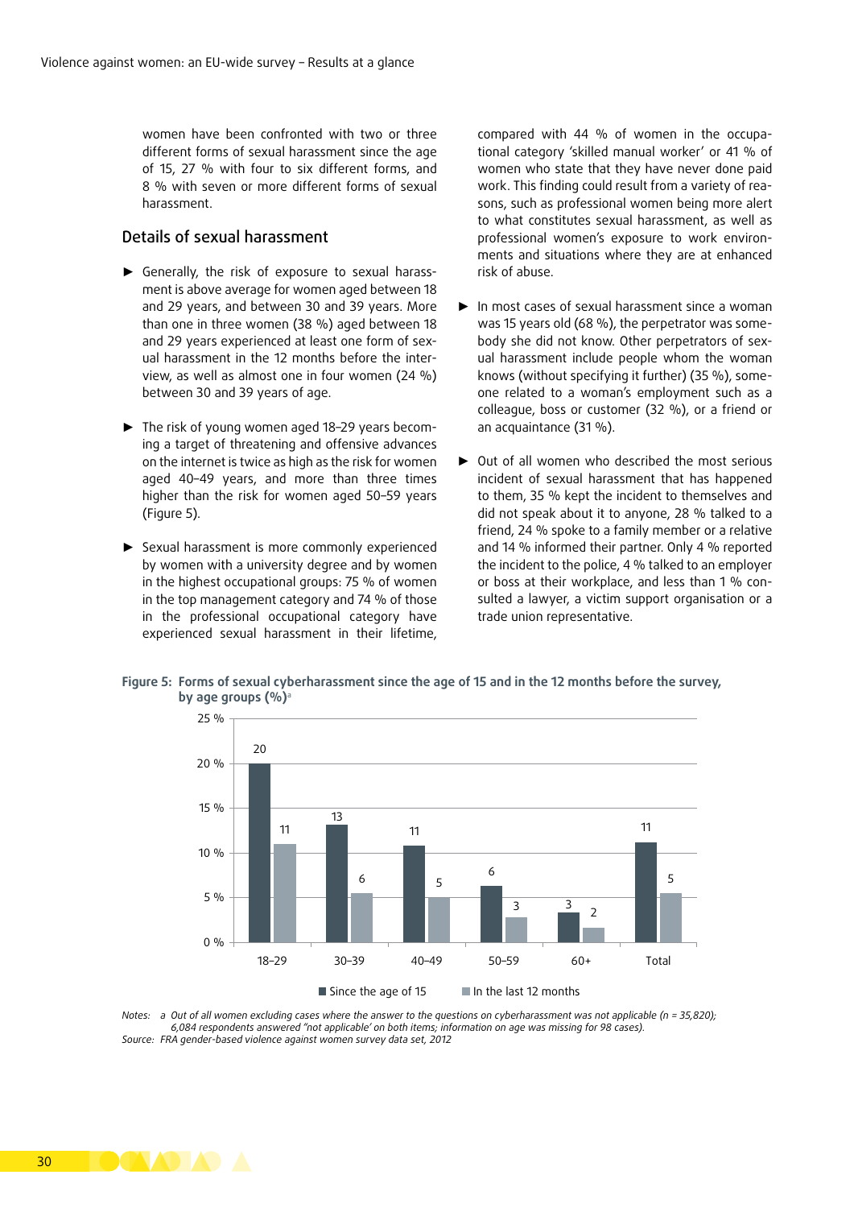women have been confronted with two or three different forms of sexual harassment since the age of 15, 27 % with four to six different forms, and 8 % with seven or more different forms of sexual harassment.

## Details of sexual harassment

- Generally, the risk of exposure to sexual harassment is above average for women aged between 18 and 29 years, and between 30 and 39 years. More than one in three women (38 %) aged between 18 and 29 years experienced at least one form of sexual harassment in the 12 months before the interview, as well as almost one in four women (24 %) between 30 and 39 years of age.

- The risk of young women aged 18–29 years becoming a target of threatening and offensive advances on the internet is twice as high as the risk for women aged 40–49 years, and more than three times higher than the risk for women aged 50–59 years (Figure 5).

- Sexual harassment is more commonly experienced by women with a university degree and by women in the highest occupational groups: 75 % of women in the top management category and 74 % of those in the professional occupational category have experienced sexual harassment in their lifetime, compared with 44 % of women in the occupational category 'skilled manual worker' or 41 % of women who state that they have never done paid work. This finding could result from a variety of reasons, such as professional women being more alert to what constitutes sexual harassment, as well as professional women's exposure to work environments and situations where they are at enhanced risk of abuse.

- In most cases of sexual harassment since a woman was 15 years old (68 %), the perpetrator was somebody she did not know. Other perpetrators of sexual harassment include people whom the woman knows (without specifying it further) (35 %), someone related to a woman's employment such as a colleague, boss or customer (32 %), or a friend or an acquaintance (31 %).

- Out of all women who described the most serious incident of sexual harassment that has happened to them, 35 % kept the incident to themselves and did not speak about it to anyone, 28 % talked to a friend, 24 % spoke to a family member or a relative and 14 % informed their partner. Only 4 % reported the incident to the police, 4 % talked to an employer or boss at their workplace, and less than 1 % consulted a lawyer, a victim support organisation or a trade union representative.

**Figure 5: Forms of sexual cyberharassment since the age of 15 and in the 12 months before the survey, by age groups (%)[a]**

| Age group | Since the age of 15 | In the last 12 months |
|---|---|---|
| 18–29 | 20 | 11 |
| 30–39 | 13 | 6 |
| 40–49 | 11 | 5 |
| 50–59 | 6 | 3 |
| 60+ | 3 | 2 |
| Total | 11 | 5 |

*Notes: a Out of all women excluding cases where the answer to the questions on cyberharassment was not applicable (n = 35,820); 6,084 respondents answered "not applicable' on both items; information on age was missing for 98 cases).*
*Source: FRA gender-based violence against women survey data set, 2012*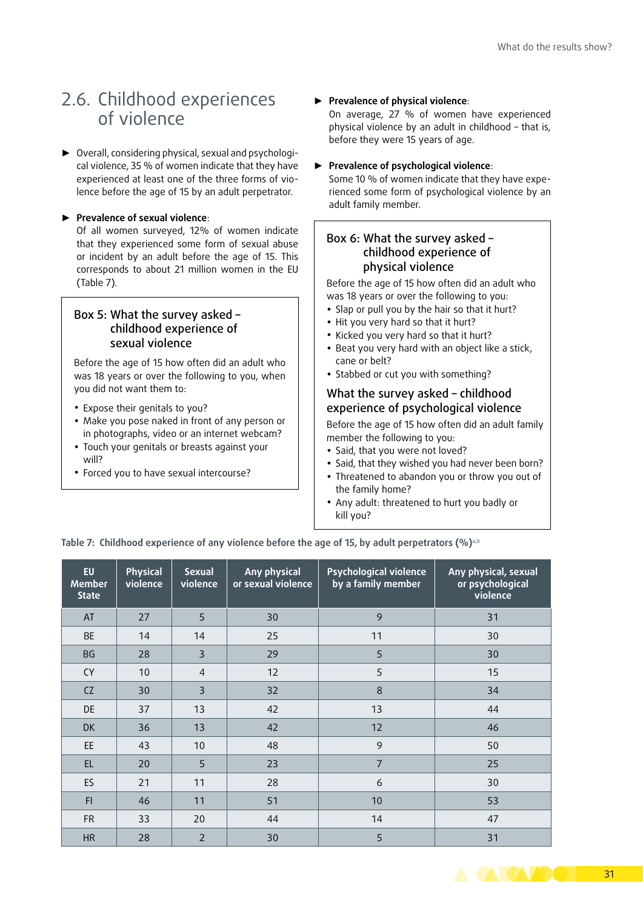## 2.6. Childhood experiences of violence

- Overall, considering physical, sexual and psychological violence, 35 % of women indicate that they have experienced at least one of the three forms of violence before the age of 15 by an adult perpetrator.

- **Prevalence of sexual violence**:
  Of all women surveyed, 12% of women indicate that they experienced some form of sexual abuse or incident by an adult before the age of 15. This corresponds to about 21 million women in the EU (Table 7).

> **Box 5: What the survey asked – childhood experience of sexual violence**
>
> Before the age of 15 how often did an adult who was 18 years or over the following to you, when you did not want them to:
>
> - Expose their genitals to you?
> - Make you pose naked in front of any person or in photographs, video or an internet webcam?
> - Touch your genitals or breasts against your will?
> - Forced you to have sexual intercourse?

- **Prevalence of physical violence**:
  On average, 27 % of women have experienced physical violence by an adult in childhood – that is, before they were 15 years of age.

- **Prevalence of psychological violence**:
  Some 10 % of women indicate that they have experienced some form of psychological violence by an adult family member.

> **Box 6: What the survey asked – childhood experience of physical violence**
>
> Before the age of 15 how often did an adult who was 18 years or over the following to you:
>
> - Slap or pull you by the hair so that it hurt?
> - Hit you very hard so that it hurt?
> - Kicked you very hard so that it hurt?
> - Beat you very hard with an object like a stick, cane or belt?
> - Stabbed or cut you with something?
>
> **What the survey asked – childhood experience of psychological violence**
>
> Before the age of 15 how often did an adult family member the following to you:
>
> - Said, that you were not loved?
> - Said, that they wished you had never been born?
> - Threatened to abandon you or throw you out of the family home?
> - Any adult: threatened to hurt you badly or kill you?

**Table 7: Childhood experience of any violence before the age of 15, by adult perpetrators (%)[a,b]**

| EU Member State | Physical violence | Sexual violence | Any physical or sexual violence | Psychological violence by a family member | Any physical, sexual or psychological violence |
|---|---|---|---|---|---|
| AT | 27 | 5 | 30 | 9 | 31 |
| BE | 14 | 14 | 25 | 11 | 30 |
| BG | 28 | 3 | 29 | 5 | 30 |
| CY | 10 | 4 | 12 | 5 | 15 |
| CZ | 30 | 3 | 32 | 8 | 34 |
| DE | 37 | 13 | 42 | 13 | 44 |
| DK | 36 | 13 | 42 | 12 | 46 |
| EE | 43 | 10 | 48 | 9 | 50 |
| EL | 20 | 5 | 23 | 7 | 25 |
| ES | 21 | 11 | 28 | 6 | 30 |
| FI | 46 | 11 | 51 | 10 | 53 |
| FR | 33 | 20 | 44 | 14 | 47 |
| HR | 28 | 2 | 30 | 5 | 31 |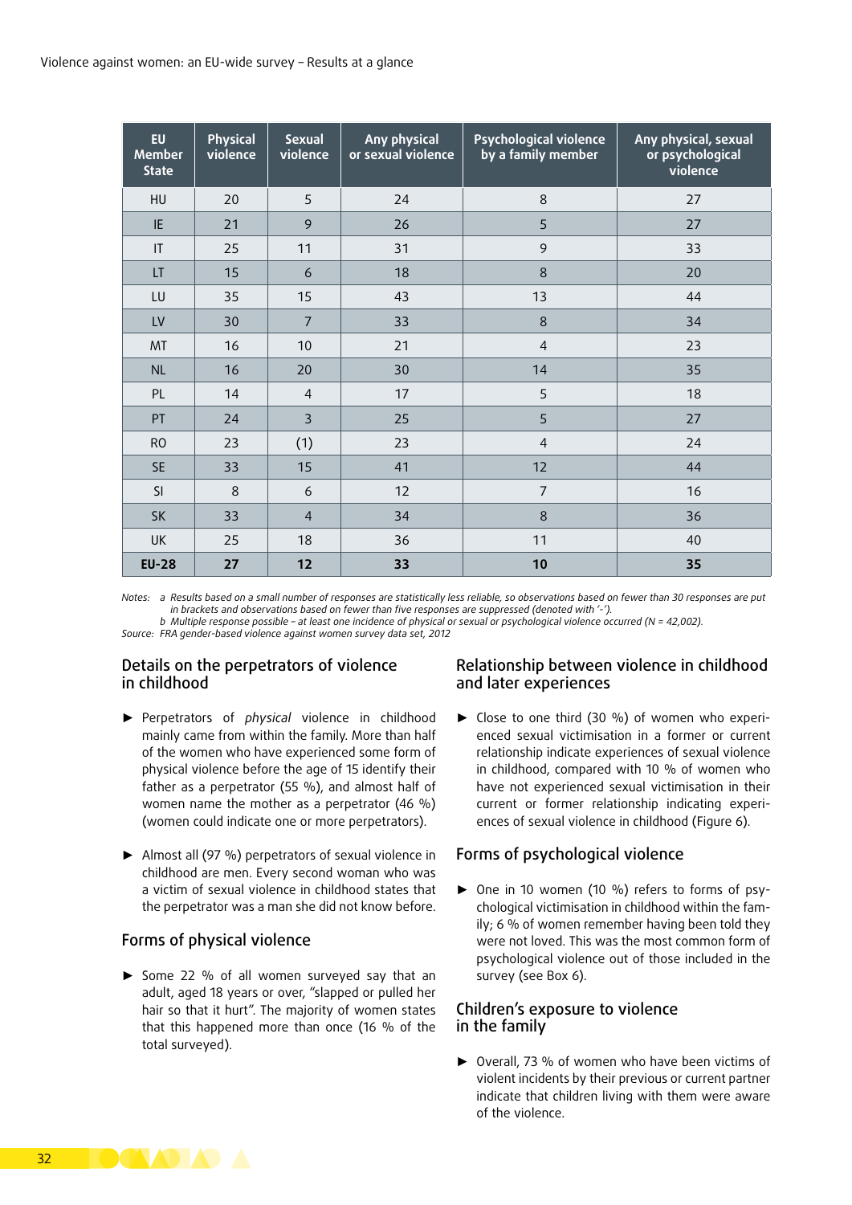| EU Member State | Physical violence | Sexual violence | Any physical or sexual violence | Psychological violence by a family member | Any physical, sexual or psychological violence |
|---|---|---|---|---|---|
| HU | 20 | 5 | 24 | 8 | 27 |
| IE | 21 | 9 | 26 | 5 | 27 |
| IT | 25 | 11 | 31 | 9 | 33 |
| LT | 15 | 6 | 18 | 8 | 20 |
| LU | 35 | 15 | 43 | 13 | 44 |
| LV | 30 | 7 | 33 | 8 | 34 |
| MT | 16 | 10 | 21 | 4 | 23 |
| NL | 16 | 20 | 30 | 14 | 35 |
| PL | 14 | 4 | 17 | 5 | 18 |
| PT | 24 | 3 | 25 | 5 | 27 |
| RO | 23 | (1) | 23 | 4 | 24 |
| SE | 33 | 15 | 41 | 12 | 44 |
| SI | 8 | 6 | 12 | 7 | 16 |
| SK | 33 | 4 | 34 | 8 | 36 |
| UK | 25 | 18 | 36 | 11 | 40 |
| **EU-28** | **27** | **12** | **33** | **10** | **35** |

*Notes: a Results based on a small number of responses are statistically less reliable, so observations based on fewer than 30 responses are put in brackets and observations based on fewer than five responses are suppressed (denoted with '-').*
*b Multiple response possible – at least one incidence of physical or sexual or psychological violence occurred (N = 42,002).*
*Source: FRA gender-based violence against women survey data set, 2012*

## Details on the perpetrators of violence in childhood

- Perpetrators of *physical* violence in childhood mainly came from within the family. More than half of the women who have experienced some form of physical violence before the age of 15 identify their father as a perpetrator (55 %), and almost half of women name the mother as a perpetrator (46 %) (women could indicate one or more perpetrators).

- Almost all (97 %) perpetrators of sexual violence in childhood are men. Every second woman who was a victim of sexual violence in childhood states that the perpetrator was a man she did not know before.

## Forms of physical violence

- Some 22 % of all women surveyed say that an adult, aged 18 years or over, "slapped or pulled her hair so that it hurt". The majority of women states that this happened more than once (16 % of the total surveyed).

## Relationship between violence in childhood and later experiences

- Close to one third (30 %) of women who experienced sexual victimisation in a former or current relationship indicate experiences of sexual violence in childhood, compared with 10 % of women who have not experienced sexual victimisation in their current or former relationship indicating experiences of sexual violence in childhood (Figure 6).

## Forms of psychological violence

- One in 10 women (10 %) refers to forms of psychological victimisation in childhood within the family; 6 % of women remember having been told they were not loved. This was the most common form of psychological violence out of those included in the survey (see Box 6).

## Children's exposure to violence in the family

- Overall, 73 % of women who have been victims of violent incidents by their previous or current partner indicate that children living with them were aware of the violence.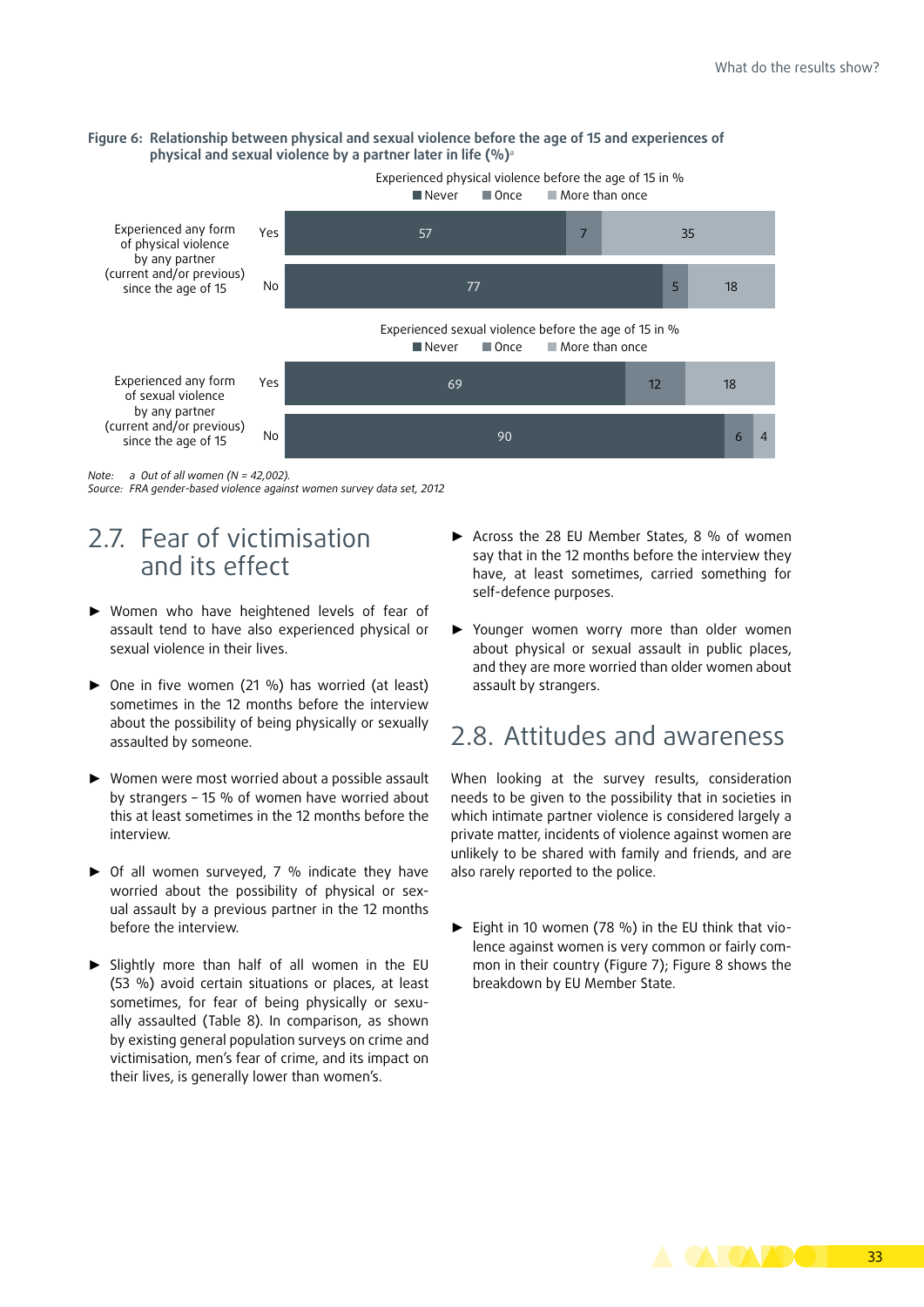**Figure 6: Relationship between physical and sexual violence before the age of 15 and experiences of physical and sexual violence by a partner later in life (%)[a]**

Experienced physical violence before the age of 15 in %

| Experienced any form of physical violence by any partner (current and/or previous) since the age of 15 | Never | Once | More than once |
|---|---|---|---|
| Yes | 57 | 7 | 35 |
| No | 77 | 5 | 18 |

Experienced sexual violence before the age of 15 in %

| Experienced any form of sexual violence by any partner (current and/or previous) since the age of 15 | Never | Once | More than once |
|---|---|---|---|
| Yes | 69 | 12 | 18 |
| No | 90 | 6 | 4 |

Note: a Out of all women (N = 42,002).
Source: FRA gender-based violence against women survey data set, 2012

## 2.7. Fear of victimisation and its effect

- Women who have heightened levels of fear of assault tend to have also experienced physical or sexual violence in their lives.
- One in five women (21 %) has worried (at least) sometimes in the 12 months before the interview about the possibility of being physically or sexually assaulted by someone.
- Women were most worried about a possible assault by strangers – 15 % of women have worried about this at least sometimes in the 12 months before the interview.
- Of all women surveyed, 7 % indicate they have worried about the possibility of physical or sexual assault by a previous partner in the 12 months before the interview.
- Slightly more than half of all women in the EU (53 %) avoid certain situations or places, at least sometimes, for fear of being physically or sexually assaulted (Table 8). In comparison, as shown by existing general population surveys on crime and victimisation, men's fear of crime, and its impact on their lives, is generally lower than women's.
- Across the 28 EU Member States, 8 % of women say that in the 12 months before the interview they have, at least sometimes, carried something for self-defence purposes.
- Younger women worry more than older women about physical or sexual assault in public places, and they are more worried than older women about assault by strangers.

## 2.8. Attitudes and awareness

When looking at the survey results, consideration needs to be given to the possibility that in societies in which intimate partner violence is considered largely a private matter, incidents of violence against women are unlikely to be shared with family and friends, and are also rarely reported to the police.

- Eight in 10 women (78 %) in the EU think that violence against women is very common or fairly common in their country (Figure 7); Figure 8 shows the breakdown by EU Member State.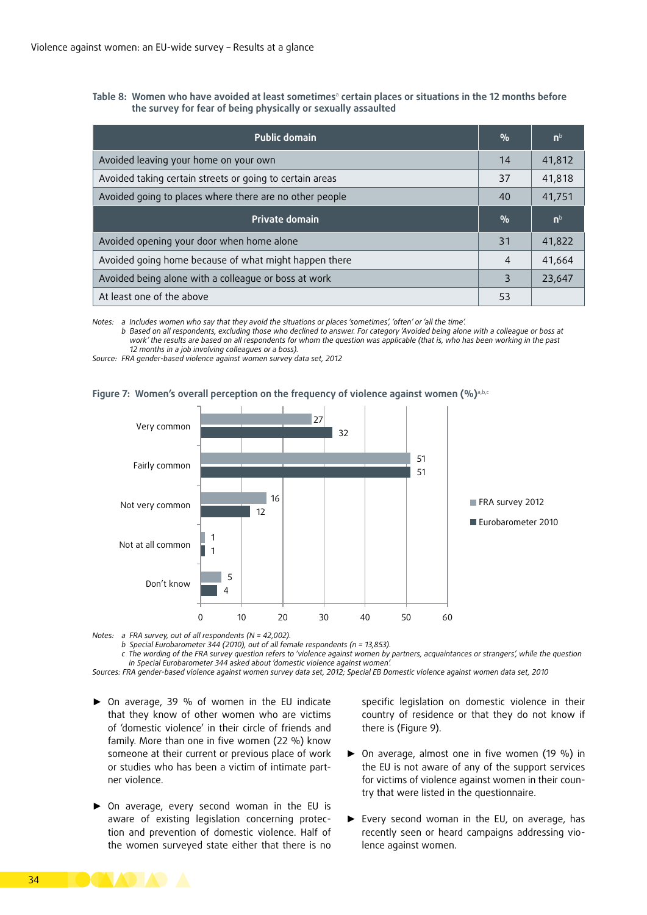**Table 8: Women who have avoided at least sometimes[a] certain places or situations in the 12 months before the survey for fear of being physically or sexually assaulted**

| Public domain | % | n[b] |
|---|---|---|
| Avoided leaving your home on your own | 14 | 41,812 |
| Avoided taking certain streets or going to certain areas | 37 | 41,818 |
| Avoided going to places where there are no other people | 40 | 41,751 |
| **Private domain** | **%** | **n[b]** |
| Avoided opening your door when home alone | 31 | 41,822 |
| Avoided going home because of what might happen there | 4 | 41,664 |
| Avoided being alone with a colleague or boss at work | 3 | 23,647 |
| At least one of the above | 53 | |

*Notes: a Includes women who say that they avoid the situations or places 'sometimes', 'often' or 'all the time'.*
*b Based on all respondents, excluding those who declined to answer. For category 'Avoided being alone with a colleague or boss at work' the results are based on all respondents for whom the question was applicable (that is, who has been working in the past 12 months in a job involving colleagues or a boss).*
*Source: FRA gender-based violence against women survey data set, 2012*

**Figure 7: Women's overall perception on the frequency of violence against women (%)[a,b,c]**

| | FRA survey 2012 | Eurobarometer 2010 |
|---|---|---|
| Very common | 27 | 32 |
| Fairly common | 51 | 51 |
| Not very common | 16 | 12 |
| Not at all common | 1 | 1 |
| Don't know | 5 | 4 |

*Notes: a FRA survey, out of all respondents (N = 42,002).*
*b Special Eurobarometer 344 (2010), out of all female respondents (n = 13,853).*
*c The wording of the FRA survey question refers to 'violence against women by partners, acquaintances or strangers', while the question in Special Eurobarometer 344 asked about 'domestic violence against women'.*
*Sources: FRA gender-based violence against women survey data set, 2012; Special EB Domestic violence against women data set, 2010*

- On average, 39 % of women in the EU indicate that they know of other women who are victims of 'domestic violence' in their circle of friends and family. More than one in five women (22 %) know someone at their current or previous place of work or studies who has been a victim of intimate partner violence.
- On average, every second woman in the EU is aware of existing legislation concerning protection and prevention of domestic violence. Half of the women surveyed state either that there is no specific legislation on domestic violence in their country of residence or that they do not know if there is (Figure 9).
- On average, almost one in five women (19 %) in the EU is not aware of any of the support services for victims of violence against women in their country that were listed in the questionnaire.
- Every second woman in the EU, on average, has recently seen or heard campaigns addressing violence against women.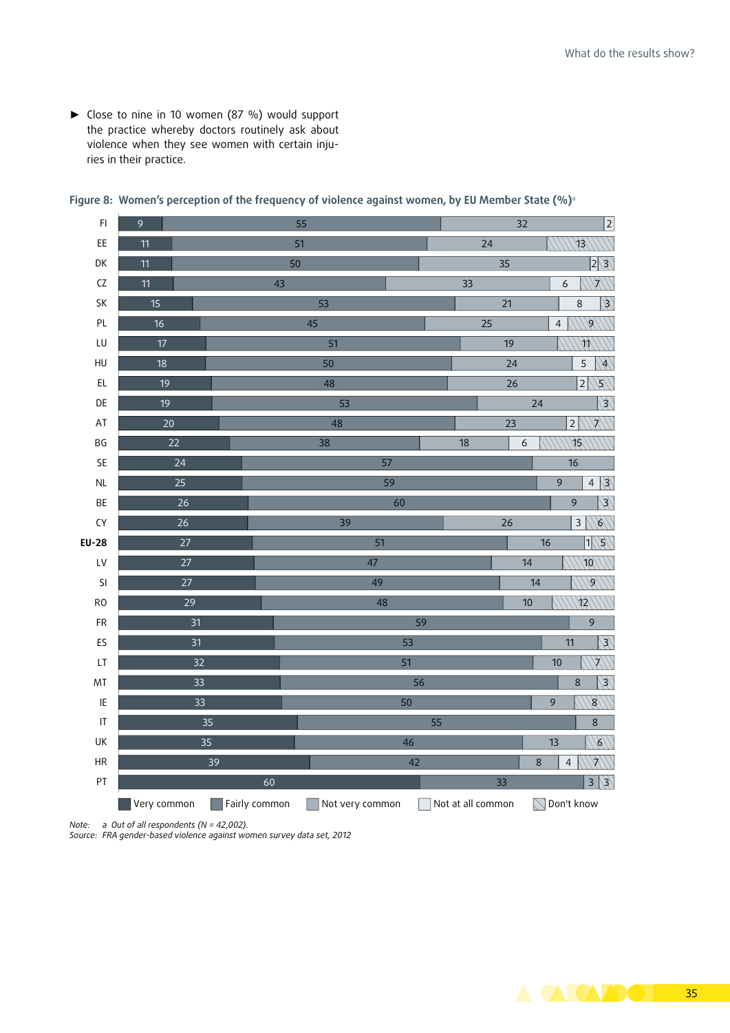- ► Close to nine in 10 women (87 %) would support the practice whereby doctors routinely ask about violence when they see women with certain injuries in their practice.

**Figure 8: Women's perception of the frequency of violence against women, by EU Member State (%)**[a]

| | Very common | Fairly common | Not very common | Not at all common | Don't know |
|---|---|---|---|---|---|
| FI | 9 | 55 | 32 | 2 | |
| EE | 11 | 51 | 24 | | 13 |
| DK | 11 | 50 | 35 | 2 | 3 |
| CZ | 11 | 43 | 33 | 6 | 7 |
| SK | 15 | 53 | 21 | 8 | 3 |
| PL | 16 | 45 | 25 | 4 | 9 |
| LU | 17 | 51 | 19 | | 11 |
| HU | 18 | 50 | 24 | 5 | 4 |
| EL | 19 | 48 | 26 | 2 | 5 |
| DE | 19 | 53 | 24 | | 3 |
| AT | 20 | 48 | 23 | 2 | 7 |
| BG | 22 | 38 | 18 | 6 | 15 |
| SE | 24 | 57 | 16 | | |
| NL | 25 | 59 | 9 | 4 | 3 |
| BE | 26 | 60 | 9 | | 3 |
| CY | 26 | 39 | 26 | 3 | 6 |
| **EU-28** | 27 | 51 | 16 | 1 | 5 |
| LV | 27 | 47 | 14 | | 10 |
| SI | 27 | 49 | 14 | | 9 |
| RO | 29 | 48 | 10 | | 12 |
| FR | 31 | 59 | 9 | | |
| ES | 31 | 53 | 11 | | 3 |
| LT | 32 | 51 | 10 | | 7 |
| MT | 33 | 56 | 8 | | 3 |
| IE | 33 | 50 | 9 | | 8 |
| IT | 35 | 55 | 8 | | |
| UK | 35 | 46 | 13 | | 6 |
| HR | 39 | 42 | 8 | 4 | 7 |
| PT | 60 | 33 | 3 | | 3 |

Note: a Out of all respondents (N = 42,002).
Source: FRA gender-based violence against women survey data set, 2012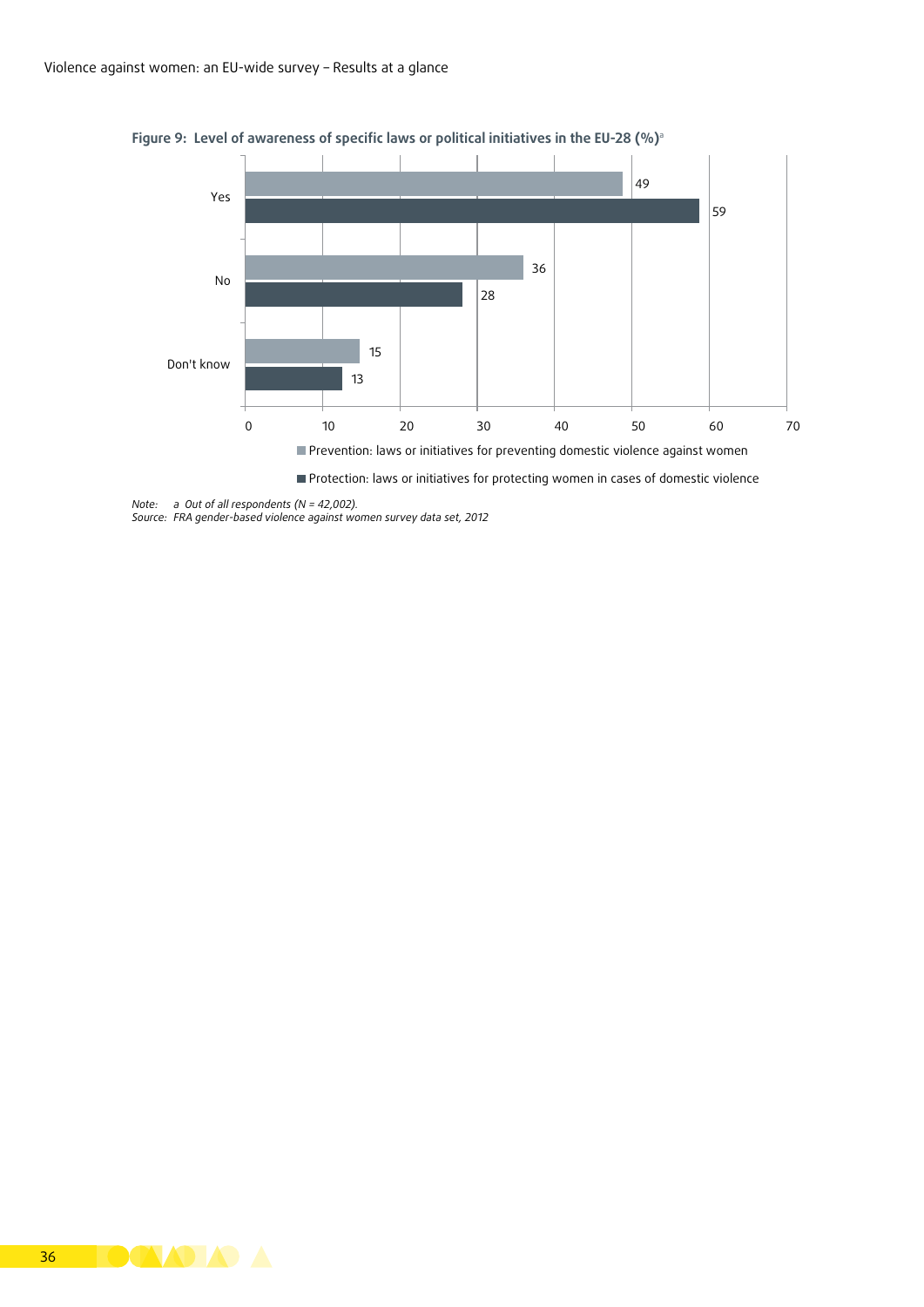**Figure 9: Level of awareness of specific laws or political initiatives in the EU-28 (%)**[a]

| | Prevention: laws or initiatives for preventing domestic violence against women | Protection: laws or initiatives for protecting women in cases of domestic violence |
|---|---|---|
| Yes | 49 | 59 |
| No | 36 | 28 |
| Don't know | 15 | 13 |

*Note: a Out of all respondents (N = 42,002).*
*Source: FRA gender-based violence against women survey data set, 2012*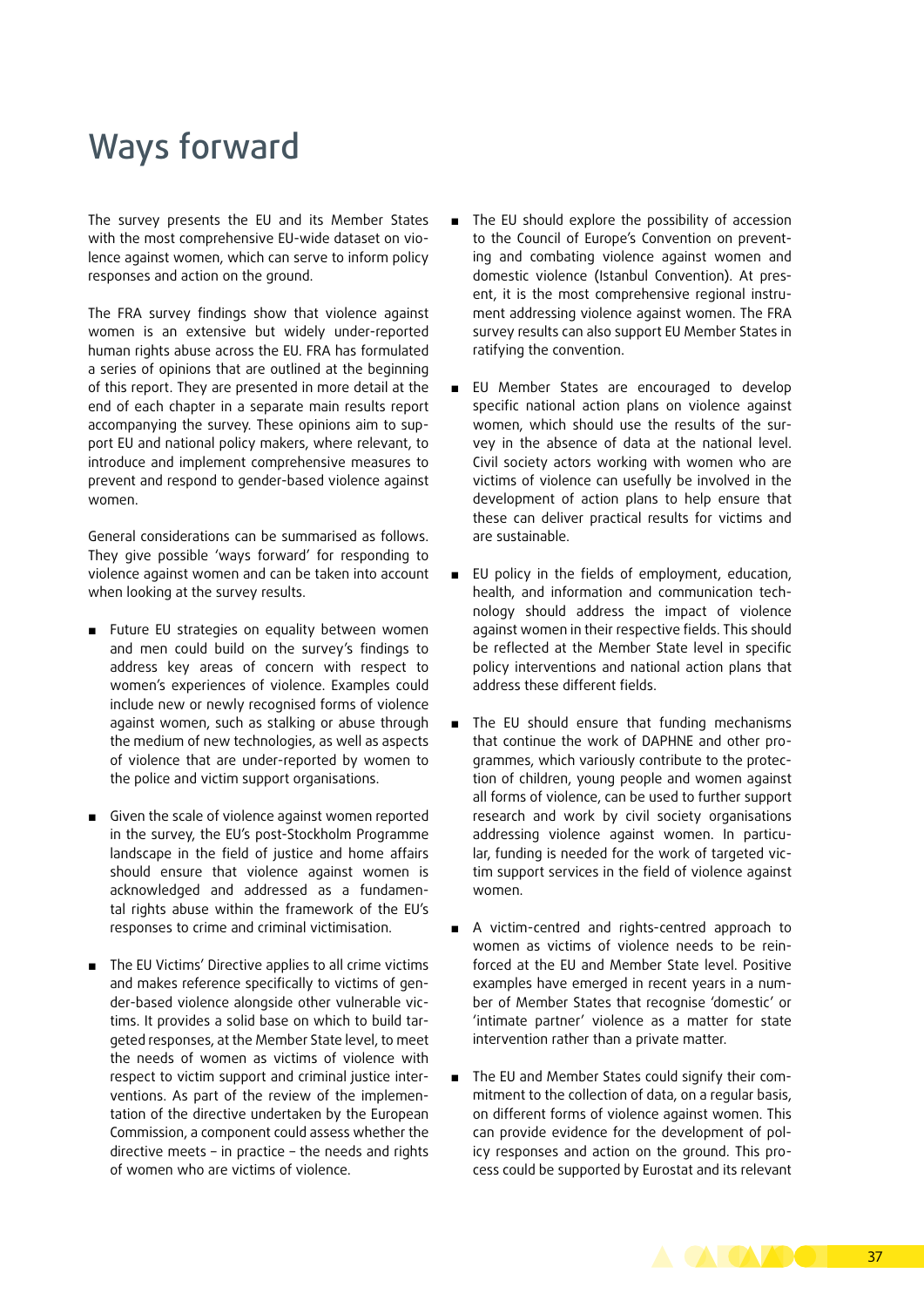# Ways forward

The survey presents the EU and its Member States with the most comprehensive EU-wide dataset on violence against women, which can serve to inform policy responses and action on the ground.

The FRA survey findings show that violence against women is an extensive but widely under-reported human rights abuse across the EU. FRA has formulated a series of opinions that are outlined at the beginning of this report. They are presented in more detail at the end of each chapter in a separate main results report accompanying the survey. These opinions aim to support EU and national policy makers, where relevant, to introduce and implement comprehensive measures to prevent and respond to gender-based violence against women.

General considerations can be summarised as follows. They give possible 'ways forward' for responding to violence against women and can be taken into account when looking at the survey results.

- Future EU strategies on equality between women and men could build on the survey's findings to address key areas of concern with respect to women's experiences of violence. Examples could include new or newly recognised forms of violence against women, such as stalking or abuse through the medium of new technologies, as well as aspects of violence that are under-reported by women to the police and victim support organisations.

- Given the scale of violence against women reported in the survey, the EU's post-Stockholm Programme landscape in the field of justice and home affairs should ensure that violence against women is acknowledged and addressed as a fundamental rights abuse within the framework of the EU's responses to crime and criminal victimisation.

- The EU Victims' Directive applies to all crime victims and makes reference specifically to victims of gender-based violence alongside other vulnerable victims. It provides a solid base on which to build targeted responses, at the Member State level, to meet the needs of women as victims of violence with respect to victim support and criminal justice interventions. As part of the review of the implementation of the directive undertaken by the European Commission, a component could assess whether the directive meets – in practice – the needs and rights of women who are victims of violence.

- The EU should explore the possibility of accession to the Council of Europe's Convention on preventing and combating violence against women and domestic violence (Istanbul Convention). At present, it is the most comprehensive regional instrument addressing violence against women. The FRA survey results can also support EU Member States in ratifying the convention.

- EU Member States are encouraged to develop specific national action plans on violence against women, which should use the results of the survey in the absence of data at the national level. Civil society actors working with women who are victims of violence can usefully be involved in the development of action plans to help ensure that these can deliver practical results for victims and are sustainable.

- EU policy in the fields of employment, education, health, and information and communication technology should address the impact of violence against women in their respective fields. This should be reflected at the Member State level in specific policy interventions and national action plans that address these different fields.

- The EU should ensure that funding mechanisms that continue the work of DAPHNE and other programmes, which variously contribute to the protection of children, young people and women against all forms of violence, can be used to further support research and work by civil society organisations addressing violence against women. In particular, funding is needed for the work of targeted victim support services in the field of violence against women.

- A victim-centred and rights-centred approach to women as victims of violence needs to be reinforced at the EU and Member State level. Positive examples have emerged in recent years in a number of Member States that recognise 'domestic' or 'intimate partner' violence as a matter for state intervention rather than a private matter.

- The EU and Member States could signify their commitment to the collection of data, on a regular basis, on different forms of violence against women. This can provide evidence for the development of policy responses and action on the ground. This process could be supported by Eurostat and its relevant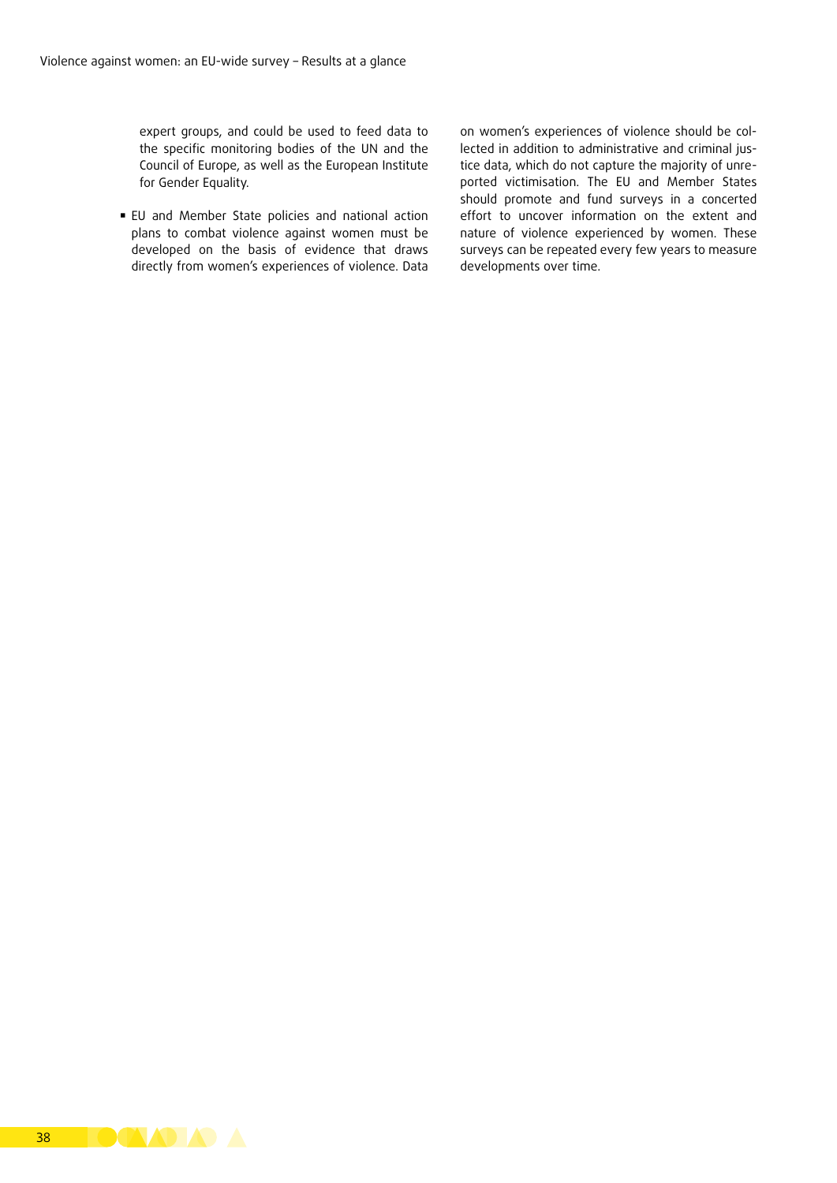expert groups, and could be used to feed data to the specific monitoring bodies of the UN and the Council of Europe, as well as the European Institute for Gender Equality.

- EU and Member State policies and national action plans to combat violence against women must be developed on the basis of evidence that draws directly from women's experiences of violence. Data on women's experiences of violence should be collected in addition to administrative and criminal justice data, which do not capture the majority of unreported victimisation. The EU and Member States should promote and fund surveys in a concerted effort to uncover information on the extent and nature of violence experienced by women. These surveys can be repeated every few years to measure developments over time.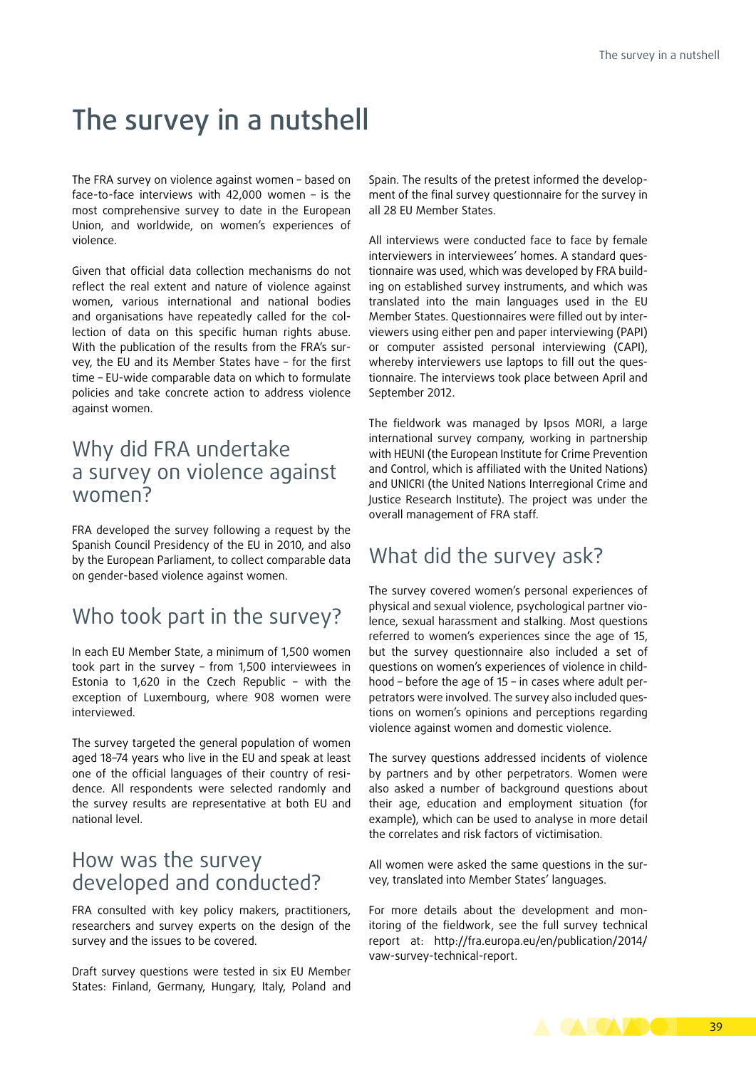# The survey in a nutshell

The FRA survey on violence against women – based on face-to-face interviews with 42,000 women – is the most comprehensive survey to date in the European Union, and worldwide, on women's experiences of violence.

Given that official data collection mechanisms do not reflect the real extent and nature of violence against women, various international and national bodies and organisations have repeatedly called for the collection of data on this specific human rights abuse. With the publication of the results from the FRA's survey, the EU and its Member States have – for the first time – EU-wide comparable data on which to formulate policies and take concrete action to address violence against women.

## Why did FRA undertake a survey on violence against women?

FRA developed the survey following a request by the Spanish Council Presidency of the EU in 2010, and also by the European Parliament, to collect comparable data on gender-based violence against women.

## Who took part in the survey?

In each EU Member State, a minimum of 1,500 women took part in the survey – from 1,500 interviewees in Estonia to 1,620 in the Czech Republic – with the exception of Luxembourg, where 908 women were interviewed.

The survey targeted the general population of women aged 18–74 years who live in the EU and speak at least one of the official languages of their country of residence. All respondents were selected randomly and the survey results are representative at both EU and national level.

## How was the survey developed and conducted?

FRA consulted with key policy makers, practitioners, researchers and survey experts on the design of the survey and the issues to be covered.

Draft survey questions were tested in six EU Member States: Finland, Germany, Hungary, Italy, Poland and Spain. The results of the pretest informed the development of the final survey questionnaire for the survey in all 28 EU Member States.

All interviews were conducted face to face by female interviewers in interviewees' homes. A standard questionnaire was used, which was developed by FRA building on established survey instruments, and which was translated into the main languages used in the EU Member States. Questionnaires were filled out by interviewers using either pen and paper interviewing (PAPI) or computer assisted personal interviewing (CAPI), whereby interviewers use laptops to fill out the questionnaire. The interviews took place between April and September 2012.

The fieldwork was managed by Ipsos MORI, a large international survey company, working in partnership with HEUNI (the European Institute for Crime Prevention and Control, which is affiliated with the United Nations) and UNICRI (the United Nations Interregional Crime and Justice Research Institute). The project was under the overall management of FRA staff.

## What did the survey ask?

The survey covered women's personal experiences of physical and sexual violence, psychological partner violence, sexual harassment and stalking. Most questions referred to women's experiences since the age of 15, but the survey questionnaire also included a set of questions on women's experiences of violence in childhood – before the age of 15 – in cases where adult perpetrators were involved. The survey also included questions on women's opinions and perceptions regarding violence against women and domestic violence.

The survey questions addressed incidents of violence by partners and by other perpetrators. Women were also asked a number of background questions about their age, education and employment situation (for example), which can be used to analyse in more detail the correlates and risk factors of victimisation.

All women were asked the same questions in the survey, translated into Member States' languages.

For more details about the development and monitoring of the fieldwork, see the full survey technical report at: http://fra.europa.eu/en/publication/2014/vaw-survey-technical-report.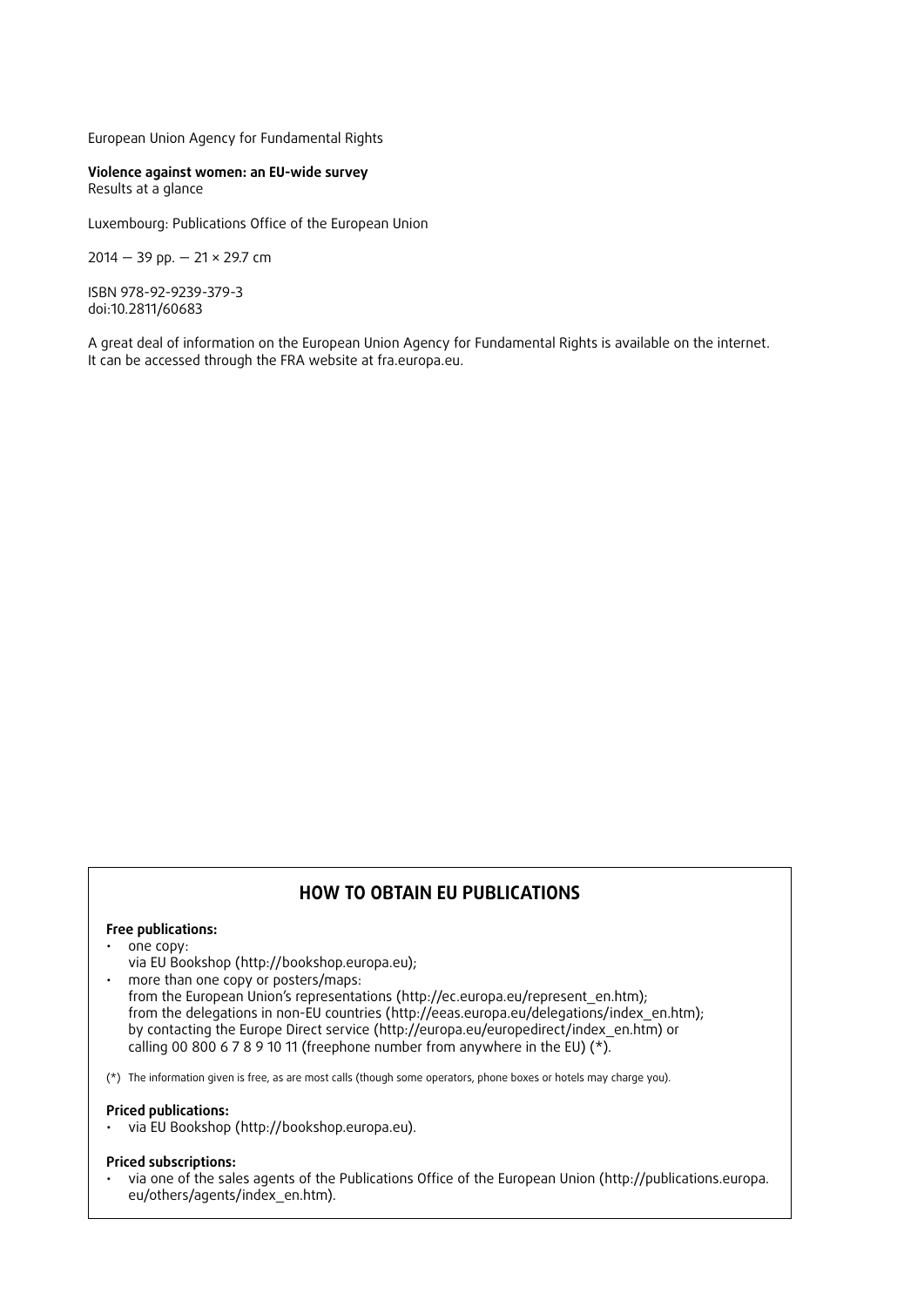European Union Agency for Fundamental Rights

**Violence against women: an EU-wide survey**
Results at a glance

Luxembourg: Publications Office of the European Union

2014 — 39 pp. — 21 × 29.7 cm

ISBN 978-92-9239-379-3
doi:10.2811/60683

A great deal of information on the European Union Agency for Fundamental Rights is available on the internet. It can be accessed through the FRA website at fra.europa.eu.

## HOW TO OBTAIN EU PUBLICATIONS

**Free publications:**

- one copy:
  via EU Bookshop (http://bookshop.europa.eu);
- more than one copy or posters/maps:
  from the European Union's representations (http://ec.europa.eu/represent_en.htm);
  from the delegations in non-EU countries (http://eeas.europa.eu/delegations/index_en.htm);
  by contacting the Europe Direct service (http://europa.eu/europedirect/index_en.htm) or
  calling 00 800 6 7 8 9 10 11 (freephone number from anywhere in the EU) (*).

(*) The information given is free, as are most calls (though some operators, phone boxes or hotels may charge you).

**Priced publications:**

- via EU Bookshop (http://bookshop.europa.eu).

**Priced subscriptions:**

- via one of the sales agents of the Publications Office of the European Union (http://publications.europa.eu/others/agents/index_en.htm).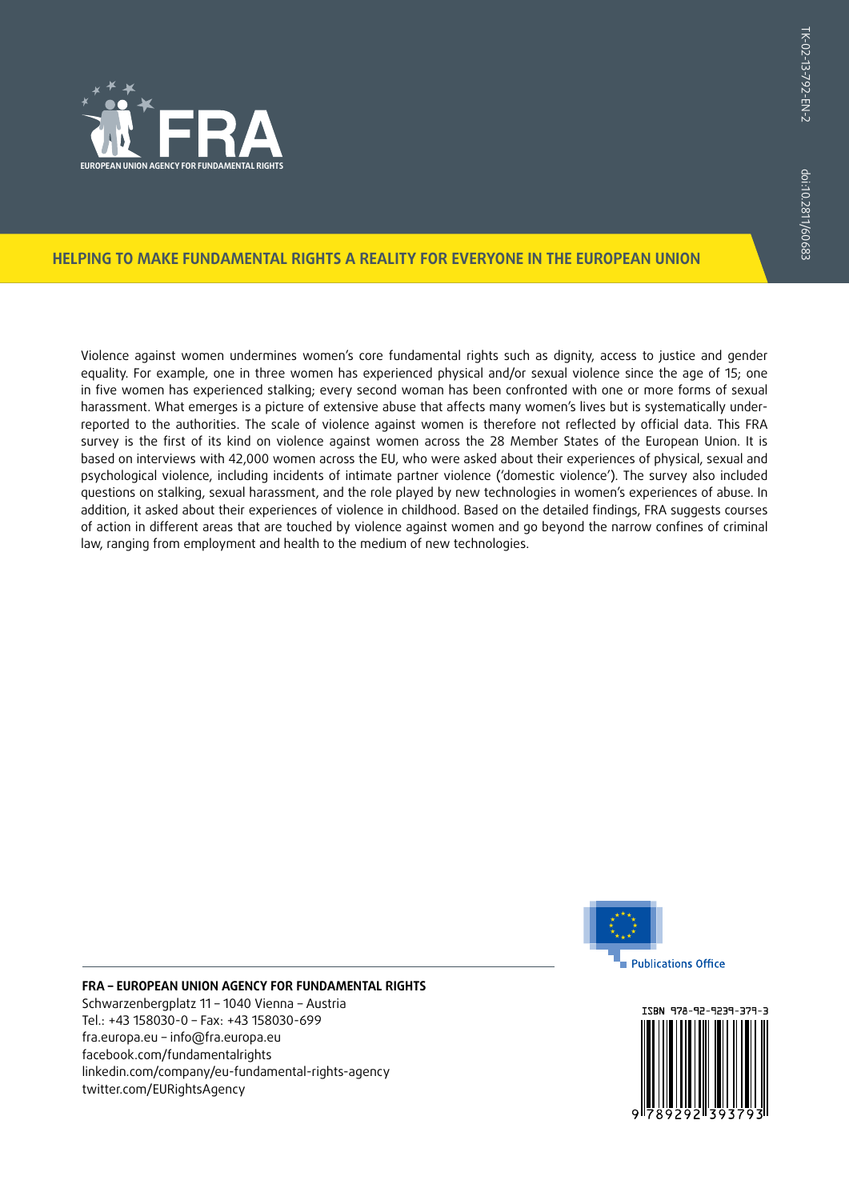TK-02-13-792-EN-2

doi:10.2811/60683

FRA

EUROPEAN UNION AGENCY FOR FUNDAMENTAL RIGHTS

**HELPING TO MAKE FUNDAMENTAL RIGHTS A REALITY FOR EVERYONE IN THE EUROPEAN UNION**

Violence against women undermines women's core fundamental rights such as dignity, access to justice and gender equality. For example, one in three women has experienced physical and/or sexual violence since the age of 15; one in five women has experienced stalking; every second woman has been confronted with one or more forms of sexual harassment. What emerges is a picture of extensive abuse that affects many women's lives but is systematically under-reported to the authorities. The scale of violence against women is therefore not reflected by official data. This FRA survey is the first of its kind on violence against women across the 28 Member States of the European Union. It is based on interviews with 42,000 women across the EU, who were asked about their experiences of physical, sexual and psychological violence, including incidents of intimate partner violence ('domestic violence'). The survey also included questions on stalking, sexual harassment, and the role played by new technologies in women's experiences of abuse. In addition, it asked about their experiences of violence in childhood. Based on the detailed findings, FRA suggests courses of action in different areas that are touched by violence against women and go beyond the narrow confines of criminal law, ranging from employment and health to the medium of new technologies.

Publications Office

**FRA – EUROPEAN UNION AGENCY FOR FUNDAMENTAL RIGHTS**
Schwarzenbergplatz 11 – 1040 Vienna – Austria
Tel.: +43 158030-0 – Fax: +43 158030-699
fra.europa.eu – info@fra.europa.eu
facebook.com/fundamentalrights
linkedin.com/company/eu-fundamental-rights-agency
twitter.com/EURightsAgency

ISBN 978-92-9239-379-3

9 789292 393793